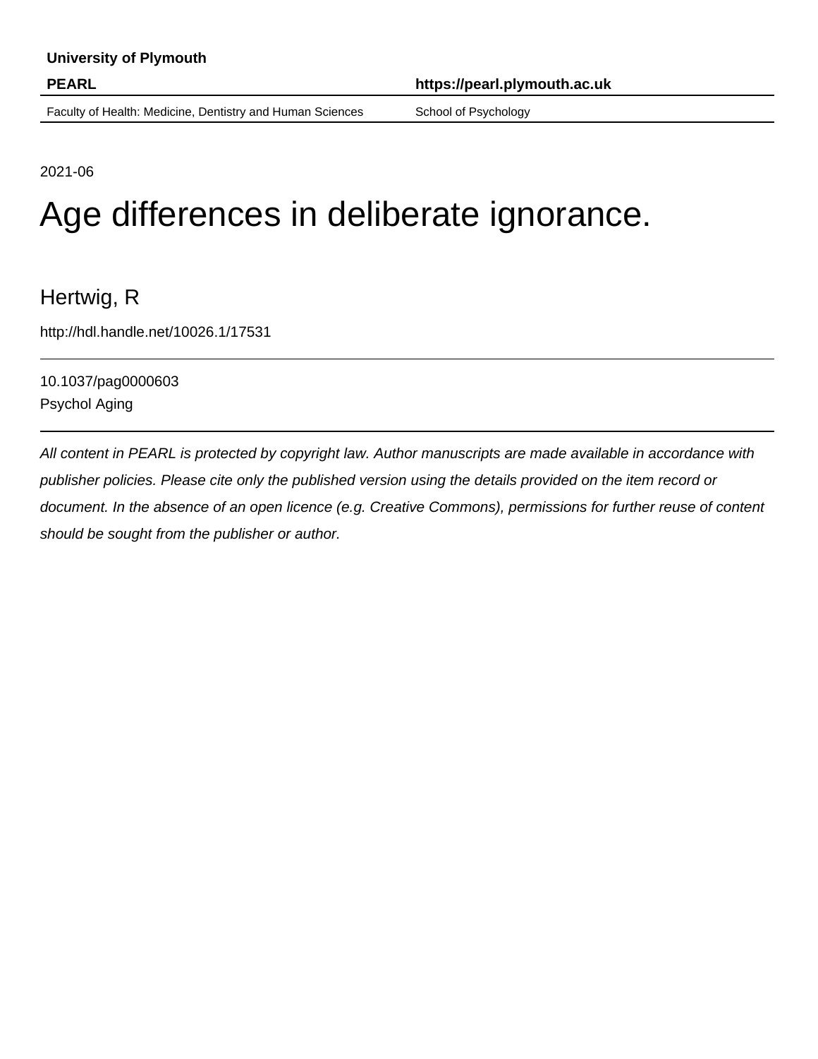University of Plymouth

**PEARL** **https://pearl.plymouth.ac.uk**

Faculty of Health: Medicine, Dentistry and Human Sciences School of Psychology

2021-06

# Age differences in deliberate ignorance.

Hertwig, R

http://hdl.handle.net/10026.1/17531

10.1037/pag0000603
Psychol Aging

*All content in PEARL is protected by copyright law. Author manuscripts are made available in accordance with publisher policies. Please cite only the published version using the details provided on the item record or document. In the absence of an open licence (e.g. Creative Commons), permissions for further reuse of content should be sought from the publisher or author.*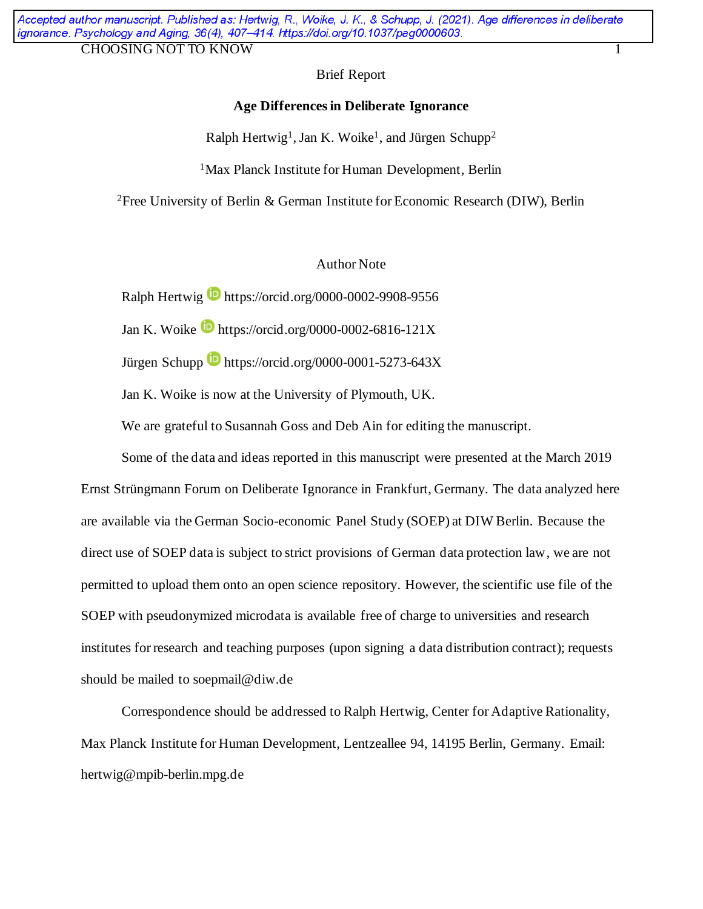Accepted author manuscript. Published as: Hertwig, R., Woike, J. K., & Schupp, J. (2021). Age differences in deliberate ignorance. Psychology and Aging, 36(4), 407–414. https://doi.org/10.1037/pag0000603.

Brief Report

# Age Differences in Deliberate Ignorance

Ralph Hertwig[1], Jan K. Woike[1], and Jürgen Schupp[2]

[1]Max Planck Institute for Human Development, Berlin

[2]Free University of Berlin & German Institute for Economic Research (DIW), Berlin

## Author Note

Ralph Hertwig https://orcid.org/0000-0002-9908-9556

Jan K. Woike https://orcid.org/0000-0002-6816-121X

Jürgen Schupp https://orcid.org/0000-0001-5273-643X

Jan K. Woike is now at the University of Plymouth, UK.

We are grateful to Susannah Goss and Deb Ain for editing the manuscript.

Some of the data and ideas reported in this manuscript were presented at the March 2019 Ernst Strüngmann Forum on Deliberate Ignorance in Frankfurt, Germany. The data analyzed here are available via the German Socio-economic Panel Study (SOEP) at DIW Berlin. Because the direct use of SOEP data is subject to strict provisions of German data protection law, we are not permitted to upload them onto an open science repository. However, the scientific use file of the SOEP with pseudonymized microdata is available free of charge to universities and research institutes for research and teaching purposes (upon signing a data distribution contract); requests should be mailed to soepmail@diw.de

Correspondence should be addressed to Ralph Hertwig, Center for Adaptive Rationality, Max Planck Institute for Human Development, Lentzeallee 94, 14195 Berlin, Germany. Email: hertwig@mpib-berlin.mpg.de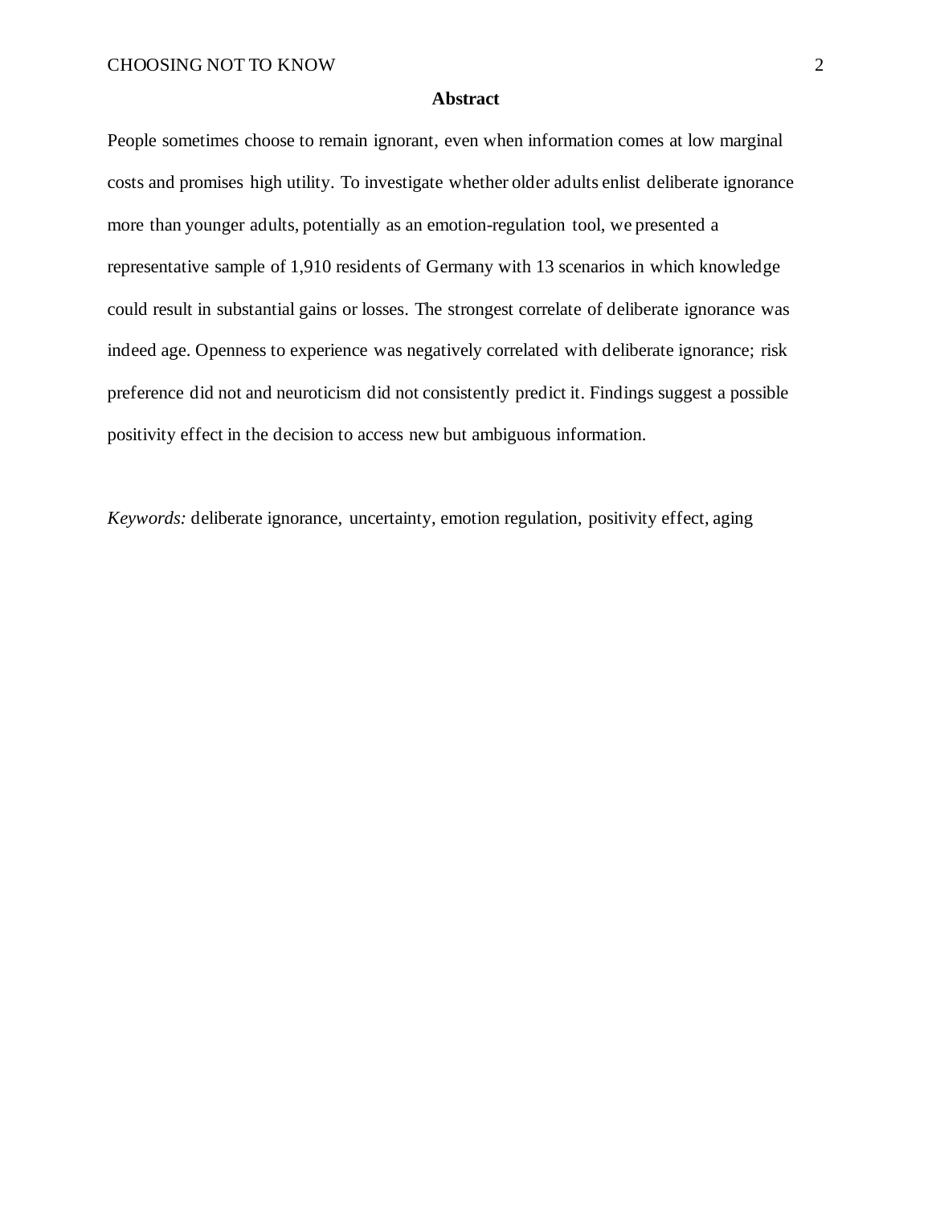## Abstract

People sometimes choose to remain ignorant, even when information comes at low marginal costs and promises high utility. To investigate whether older adults enlist deliberate ignorance more than younger adults, potentially as an emotion-regulation tool, we presented a representative sample of 1,910 residents of Germany with 13 scenarios in which knowledge could result in substantial gains or losses. The strongest correlate of deliberate ignorance was indeed age. Openness to experience was negatively correlated with deliberate ignorance; risk preference did not and neuroticism did not consistently predict it. Findings suggest a possible positivity effect in the decision to access new but ambiguous information.

*Keywords:* deliberate ignorance, uncertainty, emotion regulation, positivity effect, aging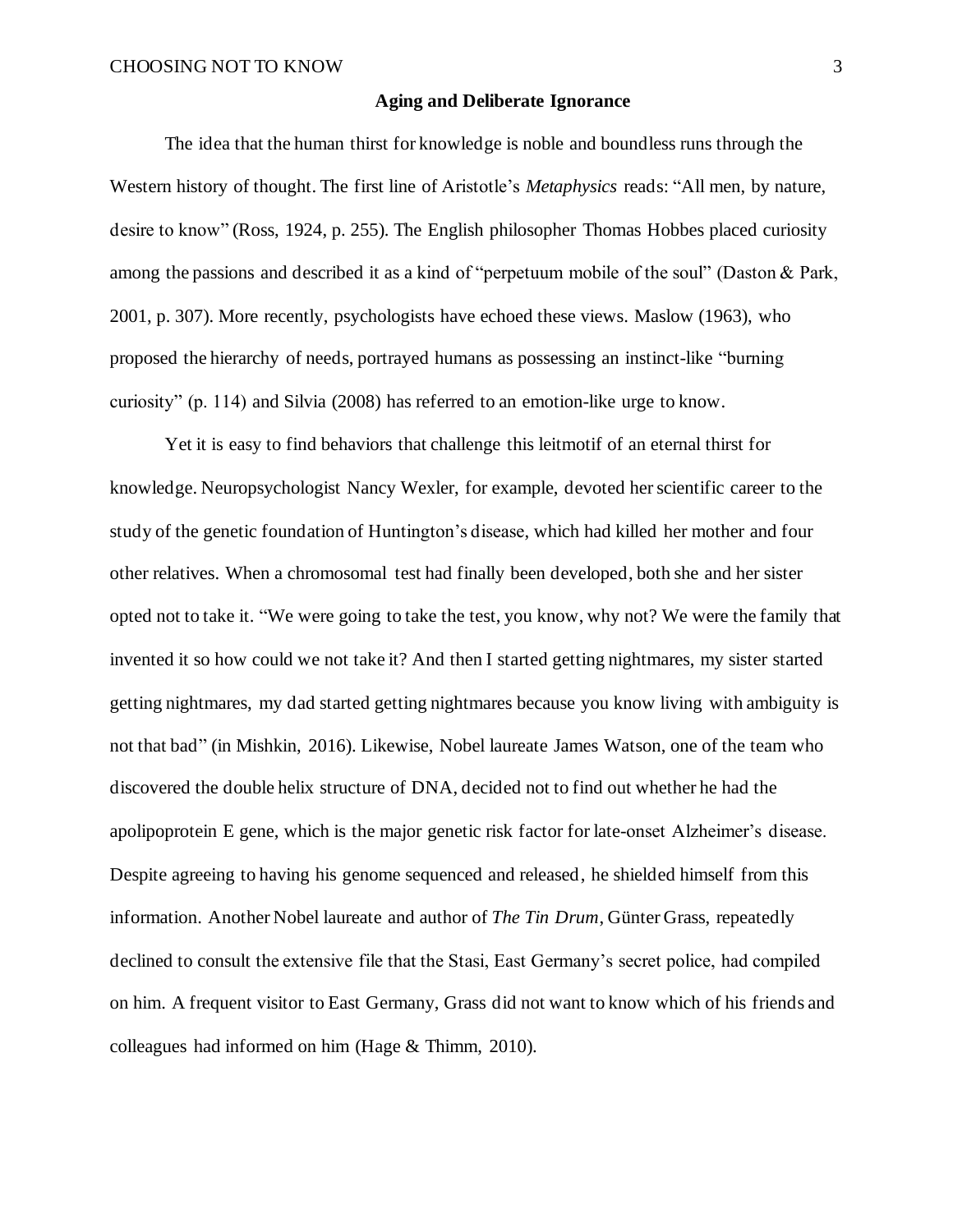## Aging and Deliberate Ignorance

The idea that the human thirst for knowledge is noble and boundless runs through the Western history of thought. The first line of Aristotle's *Metaphysics* reads: "All men, by nature, desire to know" (Ross, 1924, p. 255). The English philosopher Thomas Hobbes placed curiosity among the passions and described it as a kind of "perpetuum mobile of the soul" (Daston & Park, 2001, p. 307). More recently, psychologists have echoed these views. Maslow (1963), who proposed the hierarchy of needs, portrayed humans as possessing an instinct-like "burning curiosity" (p. 114) and Silvia (2008) has referred to an emotion-like urge to know.

Yet it is easy to find behaviors that challenge this leitmotif of an eternal thirst for knowledge. Neuropsychologist Nancy Wexler, for example, devoted her scientific career to the study of the genetic foundation of Huntington's disease, which had killed her mother and four other relatives. When a chromosomal test had finally been developed, both she and her sister opted not to take it. "We were going to take the test, you know, why not? We were the family that invented it so how could we not take it? And then I started getting nightmares, my sister started getting nightmares, my dad started getting nightmares because you know living with ambiguity is not that bad" (in Mishkin, 2016). Likewise, Nobel laureate James Watson, one of the team who discovered the double helix structure of DNA, decided not to find out whether he had the apolipoprotein E gene, which is the major genetic risk factor for late-onset Alzheimer's disease. Despite agreeing to having his genome sequenced and released, he shielded himself from this information. Another Nobel laureate and author of *The Tin Drum*, Günter Grass, repeatedly declined to consult the extensive file that the Stasi, East Germany's secret police, had compiled on him. A frequent visitor to East Germany, Grass did not want to know which of his friends and colleagues had informed on him (Hage & Thimm, 2010).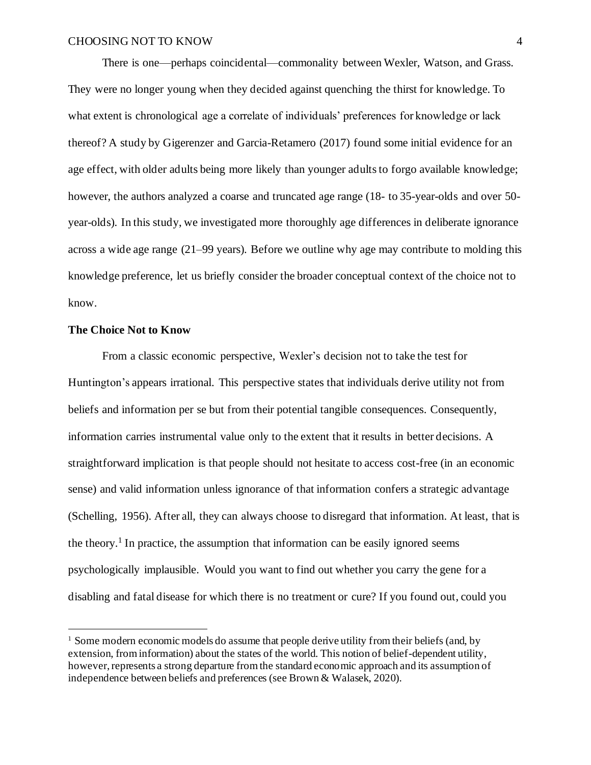There is one—perhaps coincidental—commonality between Wexler, Watson, and Grass. They were no longer young when they decided against quenching the thirst for knowledge. To what extent is chronological age a correlate of individuals' preferences for knowledge or lack thereof? A study by Gigerenzer and Garcia-Retamero (2017) found some initial evidence for an age effect, with older adults being more likely than younger adults to forgo available knowledge; however, the authors analyzed a coarse and truncated age range (18- to 35-year-olds and over 50-year-olds). In this study, we investigated more thoroughly age differences in deliberate ignorance across a wide age range (21–99 years). Before we outline why age may contribute to molding this knowledge preference, let us briefly consider the broader conceptual context of the choice not to know.

## The Choice Not to Know

From a classic economic perspective, Wexler's decision not to take the test for Huntington's appears irrational. This perspective states that individuals derive utility not from beliefs and information per se but from their potential tangible consequences. Consequently, information carries instrumental value only to the extent that it results in better decisions. A straightforward implication is that people should not hesitate to access cost-free (in an economic sense) and valid information unless ignorance of that information confers a strategic advantage (Schelling, 1956). After all, they can always choose to disregard that information. At least, that is the theory.[1] In practice, the assumption that information can be easily ignored seems psychologically implausible. Would you want to find out whether you carry the gene for a disabling and fatal disease for which there is no treatment or cure? If you found out, could you

[1] Some modern economic models do assume that people derive utility from their beliefs (and, by extension, from information) about the states of the world. This notion of belief-dependent utility, however, represents a strong departure from the standard economic approach and its assumption of independence between beliefs and preferences (see Brown & Walasek, 2020).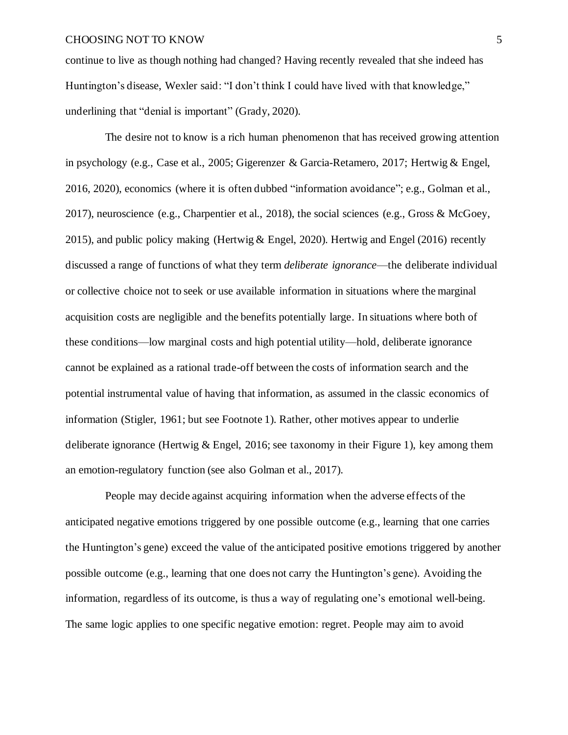continue to live as though nothing had changed? Having recently revealed that she indeed has Huntington's disease, Wexler said: "I don't think I could have lived with that knowledge," underlining that "denial is important" (Grady, 2020).

The desire not to know is a rich human phenomenon that has received growing attention in psychology (e.g., Case et al., 2005; Gigerenzer & Garcia-Retamero, 2017; Hertwig & Engel, 2016, 2020), economics (where it is often dubbed "information avoidance"; e.g., Golman et al., 2017), neuroscience (e.g., Charpentier et al., 2018), the social sciences (e.g., Gross & McGoey, 2015), and public policy making (Hertwig & Engel, 2020). Hertwig and Engel (2016) recently discussed a range of functions of what they term *deliberate ignorance*—the deliberate individual or collective choice not to seek or use available information in situations where the marginal acquisition costs are negligible and the benefits potentially large. In situations where both of these conditions—low marginal costs and high potential utility—hold, deliberate ignorance cannot be explained as a rational trade-off between the costs of information search and the potential instrumental value of having that information, as assumed in the classic economics of information (Stigler, 1961; but see Footnote 1). Rather, other motives appear to underlie deliberate ignorance (Hertwig & Engel, 2016; see taxonomy in their Figure 1), key among them an emotion-regulatory function (see also Golman et al., 2017).

People may decide against acquiring information when the adverse effects of the anticipated negative emotions triggered by one possible outcome (e.g., learning that one carries the Huntington's gene) exceed the value of the anticipated positive emotions triggered by another possible outcome (e.g., learning that one does not carry the Huntington's gene). Avoiding the information, regardless of its outcome, is thus a way of regulating one's emotional well-being. The same logic applies to one specific negative emotion: regret. People may aim to avoid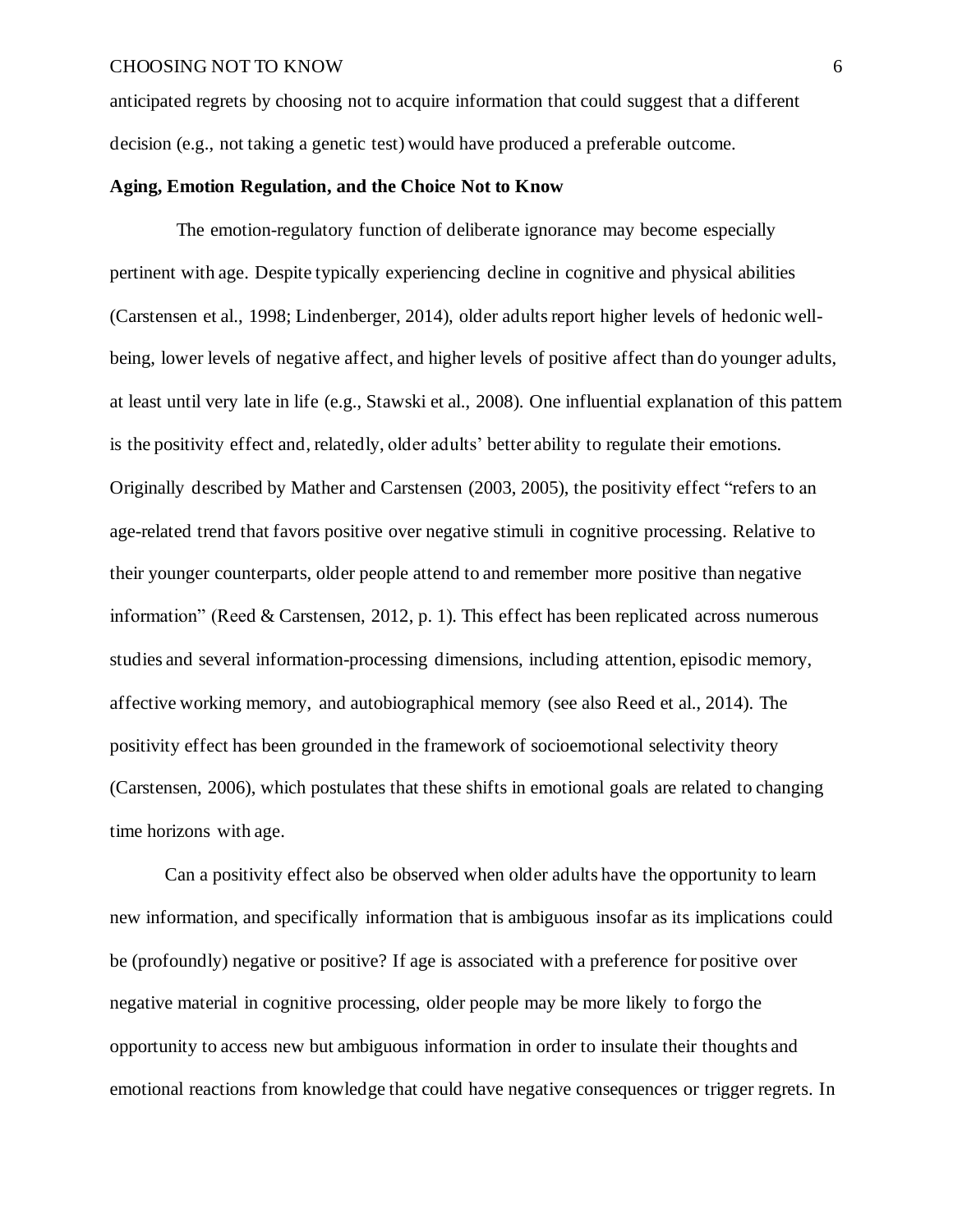anticipated regrets by choosing not to acquire information that could suggest that a different decision (e.g., not taking a genetic test) would have produced a preferable outcome.

**Aging, Emotion Regulation, and the Choice Not to Know**

The emotion-regulatory function of deliberate ignorance may become especially pertinent with age. Despite typically experiencing decline in cognitive and physical abilities (Carstensen et al., 1998; Lindenberger, 2014), older adults report higher levels of hedonic well-being, lower levels of negative affect, and higher levels of positive affect than do younger adults, at least until very late in life (e.g., Stawski et al., 2008). One influential explanation of this pattern is the positivity effect and, relatedly, older adults' better ability to regulate their emotions. Originally described by Mather and Carstensen (2003, 2005), the positivity effect "refers to an age-related trend that favors positive over negative stimuli in cognitive processing. Relative to their younger counterparts, older people attend to and remember more positive than negative information" (Reed & Carstensen, 2012, p. 1). This effect has been replicated across numerous studies and several information-processing dimensions, including attention, episodic memory, affective working memory, and autobiographical memory (see also Reed et al., 2014). The positivity effect has been grounded in the framework of socioemotional selectivity theory (Carstensen, 2006), which postulates that these shifts in emotional goals are related to changing time horizons with age.

Can a positivity effect also be observed when older adults have the opportunity to learn new information, and specifically information that is ambiguous insofar as its implications could be (profoundly) negative or positive? If age is associated with a preference for positive over negative material in cognitive processing, older people may be more likely to forgo the opportunity to access new but ambiguous information in order to insulate their thoughts and emotional reactions from knowledge that could have negative consequences or trigger regrets. In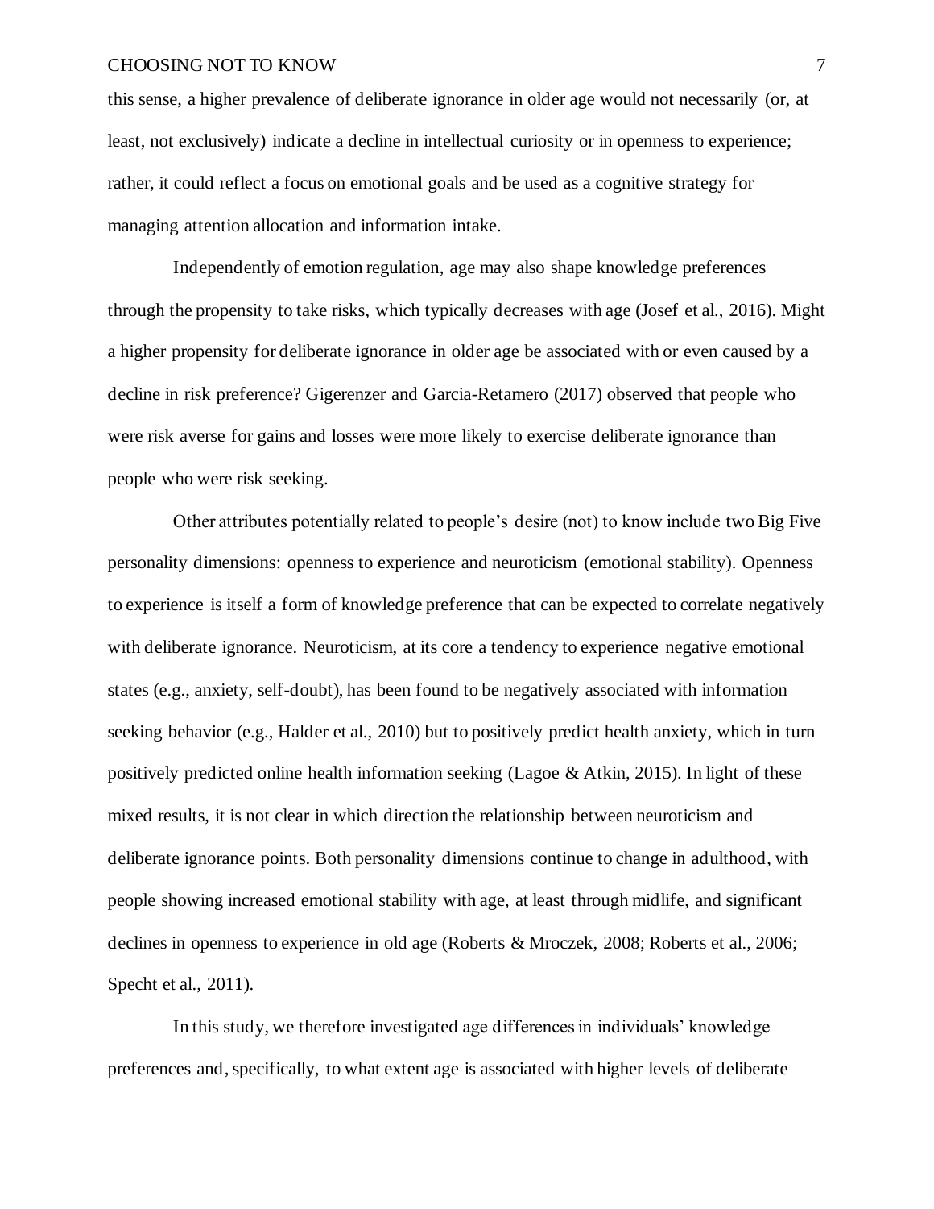this sense, a higher prevalence of deliberate ignorance in older age would not necessarily (or, at least, not exclusively) indicate a decline in intellectual curiosity or in openness to experience; rather, it could reflect a focus on emotional goals and be used as a cognitive strategy for managing attention allocation and information intake.

Independently of emotion regulation, age may also shape knowledge preferences through the propensity to take risks, which typically decreases with age (Josef et al., 2016). Might a higher propensity for deliberate ignorance in older age be associated with or even caused by a decline in risk preference? Gigerenzer and Garcia-Retamero (2017) observed that people who were risk averse for gains and losses were more likely to exercise deliberate ignorance than people who were risk seeking.

Other attributes potentially related to people's desire (not) to know include two Big Five personality dimensions: openness to experience and neuroticism (emotional stability). Openness to experience is itself a form of knowledge preference that can be expected to correlate negatively with deliberate ignorance. Neuroticism, at its core a tendency to experience negative emotional states (e.g., anxiety, self-doubt), has been found to be negatively associated with information seeking behavior (e.g., Halder et al., 2010) but to positively predict health anxiety, which in turn positively predicted online health information seeking (Lagoe & Atkin, 2015). In light of these mixed results, it is not clear in which direction the relationship between neuroticism and deliberate ignorance points. Both personality dimensions continue to change in adulthood, with people showing increased emotional stability with age, at least through midlife, and significant declines in openness to experience in old age (Roberts & Mroczek, 2008; Roberts et al., 2006; Specht et al., 2011).

In this study, we therefore investigated age differences in individuals' knowledge preferences and, specifically, to what extent age is associated with higher levels of deliberate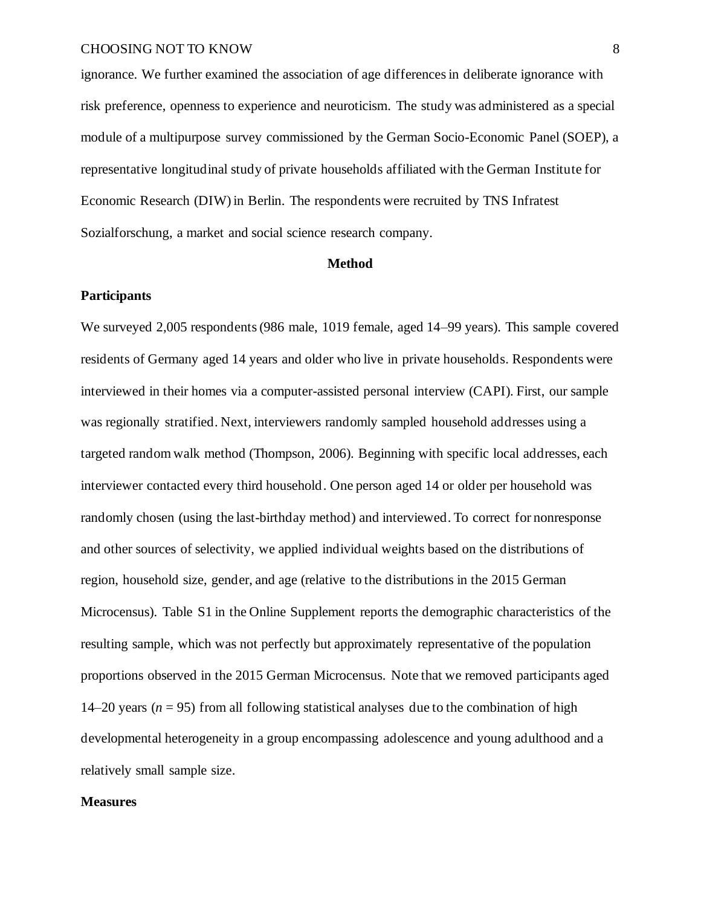ignorance. We further examined the association of age differences in deliberate ignorance with risk preference, openness to experience and neuroticism. The study was administered as a special module of a multipurpose survey commissioned by the German Socio-Economic Panel (SOEP), a representative longitudinal study of private households affiliated with the German Institute for Economic Research (DIW) in Berlin. The respondents were recruited by TNS Infratest Sozialforschung, a market and social science research company.

## Method

### Participants

We surveyed 2,005 respondents (986 male, 1019 female, aged 14–99 years). This sample covered residents of Germany aged 14 years and older who live in private households. Respondents were interviewed in their homes via a computer-assisted personal interview (CAPI). First, our sample was regionally stratified. Next, interviewers randomly sampled household addresses using a targeted random walk method (Thompson, 2006). Beginning with specific local addresses, each interviewer contacted every third household. One person aged 14 or older per household was randomly chosen (using the last-birthday method) and interviewed. To correct for nonresponse and other sources of selectivity, we applied individual weights based on the distributions of region, household size, gender, and age (relative to the distributions in the 2015 German Microcensus). Table S1 in the Online Supplement reports the demographic characteristics of the resulting sample, which was not perfectly but approximately representative of the population proportions observed in the 2015 German Microcensus. Note that we removed participants aged 14–20 years ($n$ = 95) from all following statistical analyses due to the combination of high developmental heterogeneity in a group encompassing adolescence and young adulthood and a relatively small sample size.

### Measures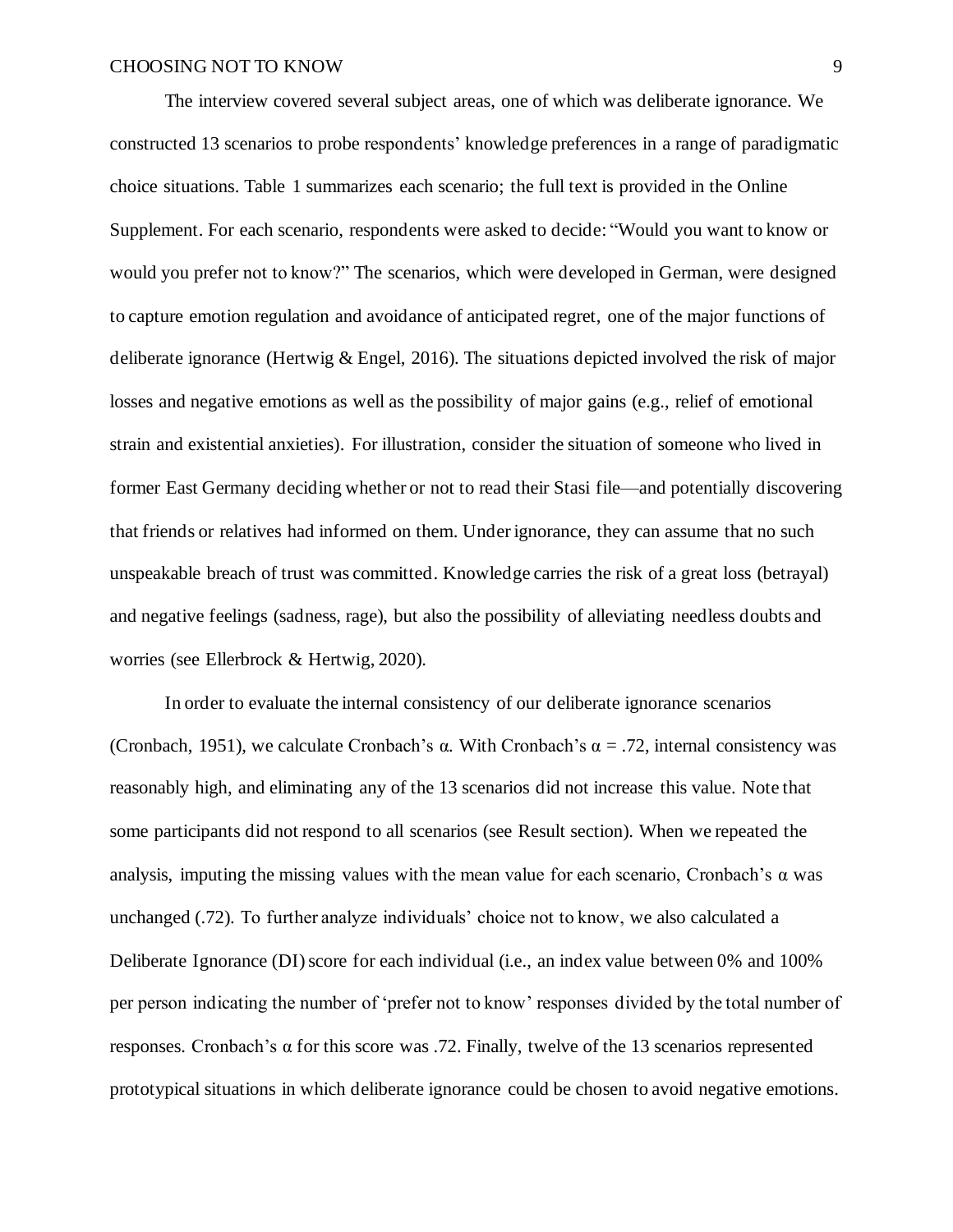The interview covered several subject areas, one of which was deliberate ignorance. We constructed 13 scenarios to probe respondents' knowledge preferences in a range of paradigmatic choice situations. Table 1 summarizes each scenario; the full text is provided in the Online Supplement. For each scenario, respondents were asked to decide: "Would you want to know or would you prefer not to know?" The scenarios, which were developed in German, were designed to capture emotion regulation and avoidance of anticipated regret, one of the major functions of deliberate ignorance (Hertwig & Engel, 2016). The situations depicted involved the risk of major losses and negative emotions as well as the possibility of major gains (e.g., relief of emotional strain and existential anxieties). For illustration, consider the situation of someone who lived in former East Germany deciding whether or not to read their Stasi file—and potentially discovering that friends or relatives had informed on them. Under ignorance, they can assume that no such unspeakable breach of trust was committed. Knowledge carries the risk of a great loss (betrayal) and negative feelings (sadness, rage), but also the possibility of alleviating needless doubts and worries (see Ellerbrock & Hertwig, 2020).

In order to evaluate the internal consistency of our deliberate ignorance scenarios (Cronbach, 1951), we calculate Cronbach's α. With Cronbach's $\alpha = .72$, internal consistency was reasonably high, and eliminating any of the 13 scenarios did not increase this value. Note that some participants did not respond to all scenarios (see Result section). When we repeated the analysis, imputing the missing values with the mean value for each scenario, Cronbach's α was unchanged (.72). To further analyze individuals' choice not to know, we also calculated a Deliberate Ignorance (DI) score for each individual (i.e., an index value between 0% and 100% per person indicating the number of 'prefer not to know' responses divided by the total number of responses. Cronbach's α for this score was .72. Finally, twelve of the 13 scenarios represented prototypical situations in which deliberate ignorance could be chosen to avoid negative emotions.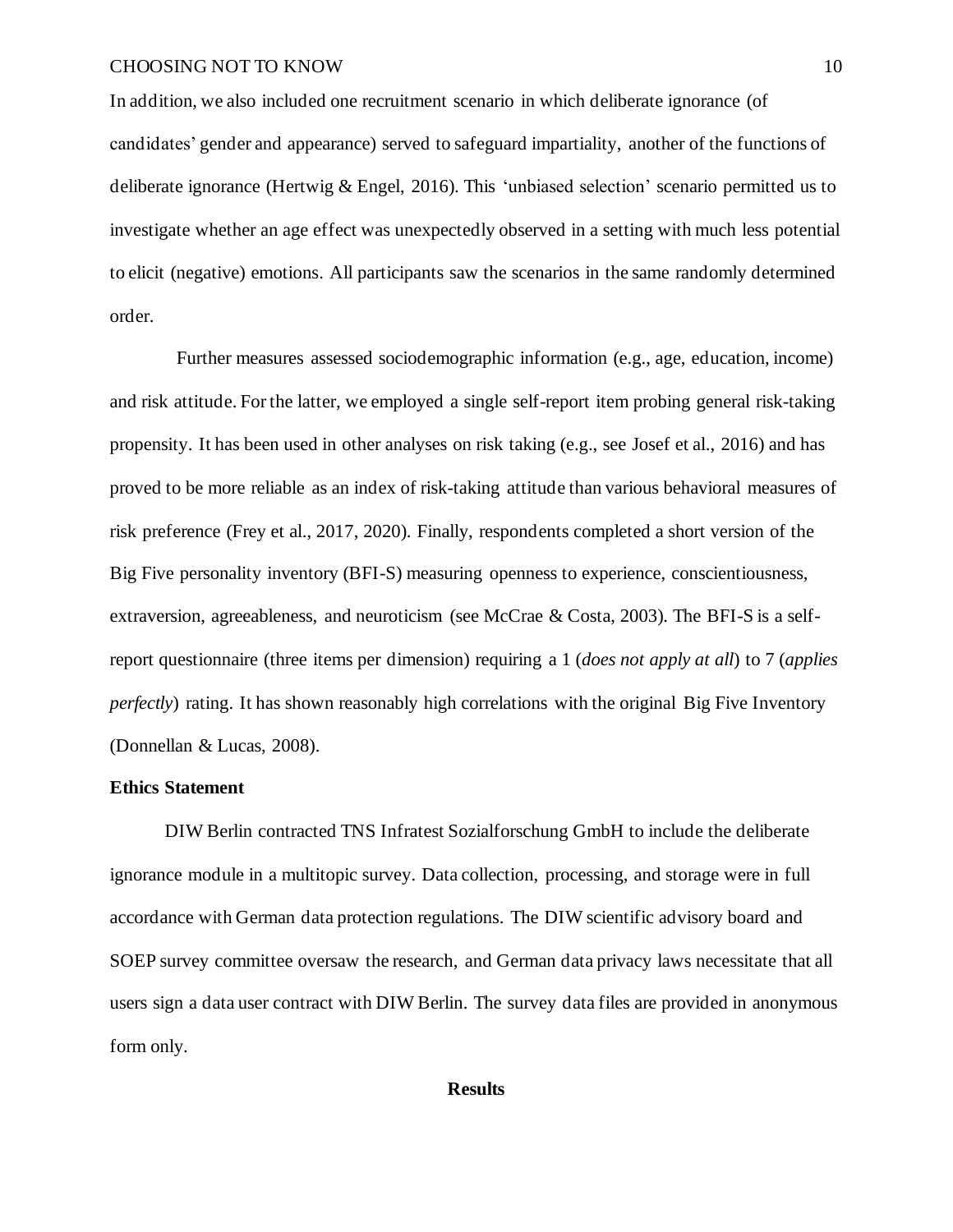In addition, we also included one recruitment scenario in which deliberate ignorance (of candidates' gender and appearance) served to safeguard impartiality, another of the functions of deliberate ignorance (Hertwig & Engel, 2016). This 'unbiased selection' scenario permitted us to investigate whether an age effect was unexpectedly observed in a setting with much less potential to elicit (negative) emotions. All participants saw the scenarios in the same randomly determined order.

Further measures assessed sociodemographic information (e.g., age, education, income) and risk attitude. For the latter, we employed a single self-report item probing general risk-taking propensity. It has been used in other analyses on risk taking (e.g., see Josef et al., 2016) and has proved to be more reliable as an index of risk-taking attitude than various behavioral measures of risk preference (Frey et al., 2017, 2020). Finally, respondents completed a short version of the Big Five personality inventory (BFI-S) measuring openness to experience, conscientiousness, extraversion, agreeableness, and neuroticism (see McCrae & Costa, 2003). The BFI-S is a self-report questionnaire (three items per dimension) requiring a 1 (*does not apply at all*) to 7 (*applies perfectly*) rating. It has shown reasonably high correlations with the original Big Five Inventory (Donnellan & Lucas, 2008).

**Ethics Statement**

DIW Berlin contracted TNS Infratest Sozialforschung GmbH to include the deliberate ignorance module in a multitopic survey. Data collection, processing, and storage were in full accordance with German data protection regulations. The DIW scientific advisory board and SOEP survey committee oversaw the research, and German data privacy laws necessitate that all users sign a data user contract with DIW Berlin. The survey data files are provided in anonymous form only.

## Results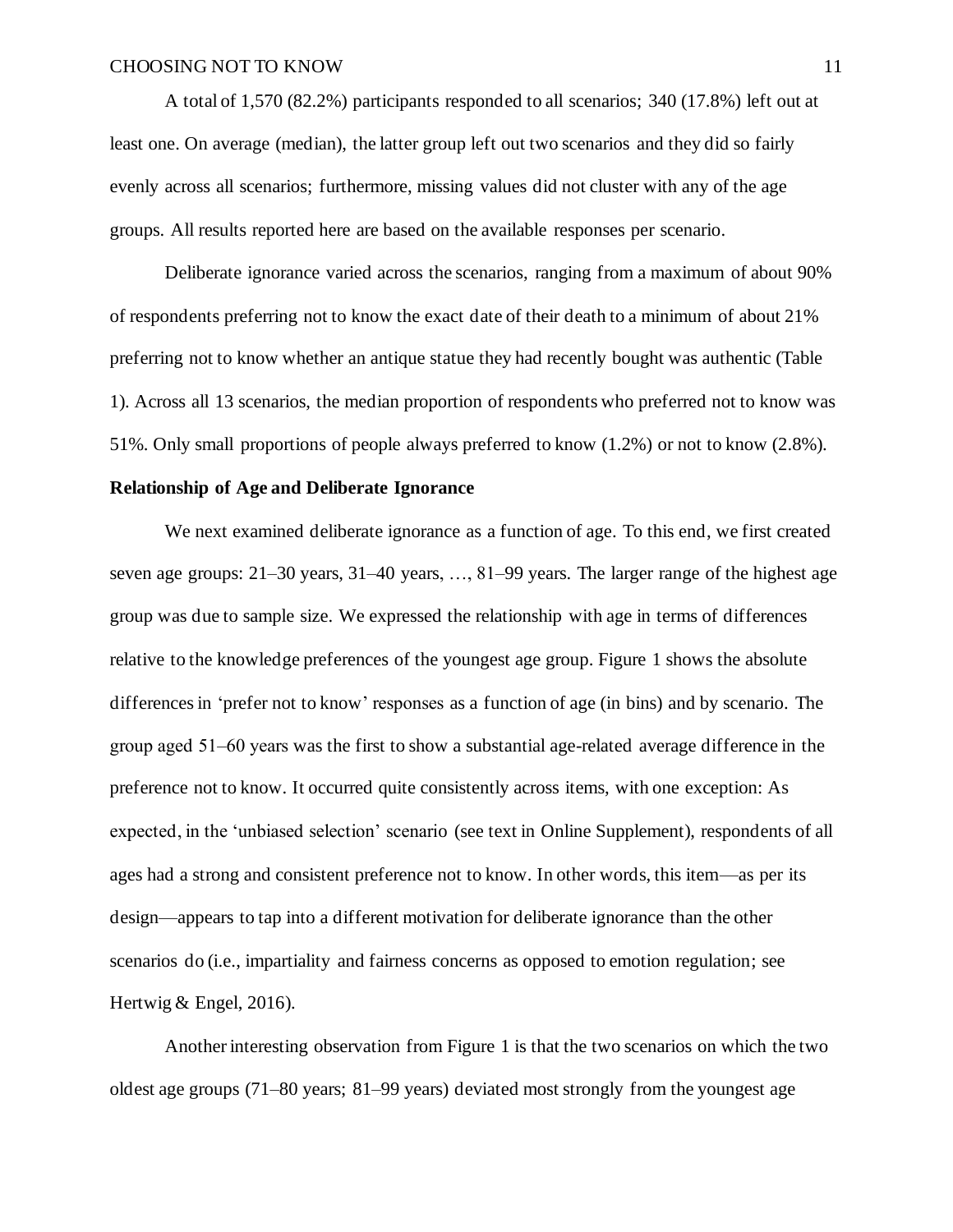A total of 1,570 (82.2%) participants responded to all scenarios; 340 (17.8%) left out at least one. On average (median), the latter group left out two scenarios and they did so fairly evenly across all scenarios; furthermore, missing values did not cluster with any of the age groups. All results reported here are based on the available responses per scenario.

Deliberate ignorance varied across the scenarios, ranging from a maximum of about 90% of respondents preferring not to know the exact date of their death to a minimum of about 21% preferring not to know whether an antique statue they had recently bought was authentic (Table 1). Across all 13 scenarios, the median proportion of respondents who preferred not to know was 51%. Only small proportions of people always preferred to know (1.2%) or not to know (2.8%).

**Relationship of Age and Deliberate Ignorance**

We next examined deliberate ignorance as a function of age. To this end, we first created seven age groups: 21–30 years, 31–40 years, …, 81–99 years. The larger range of the highest age group was due to sample size. We expressed the relationship with age in terms of differences relative to the knowledge preferences of the youngest age group. Figure 1 shows the absolute differences in 'prefer not to know' responses as a function of age (in bins) and by scenario. The group aged 51–60 years was the first to show a substantial age-related average difference in the preference not to know. It occurred quite consistently across items, with one exception: As expected, in the 'unbiased selection' scenario (see text in Online Supplement), respondents of all ages had a strong and consistent preference not to know. In other words, this item—as per its design—appears to tap into a different motivation for deliberate ignorance than the other scenarios do (i.e., impartiality and fairness concerns as opposed to emotion regulation; see Hertwig & Engel, 2016).

Another interesting observation from Figure 1 is that the two scenarios on which the two oldest age groups (71–80 years; 81–99 years) deviated most strongly from the youngest age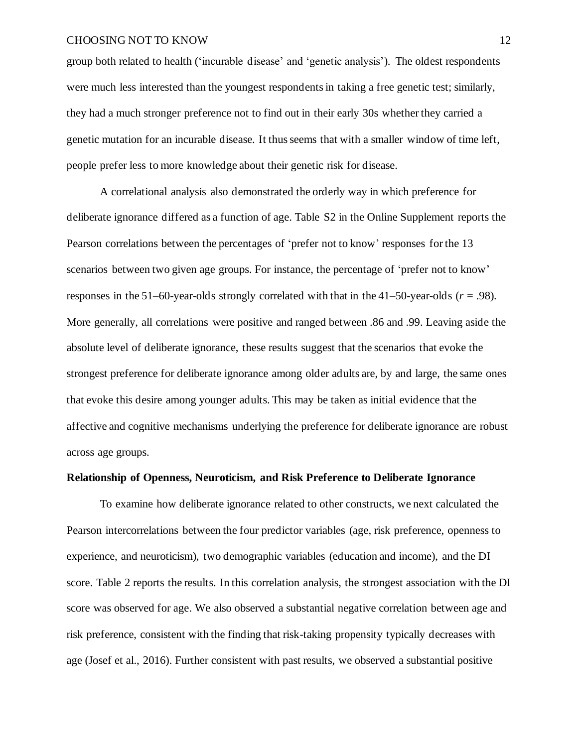group both related to health ('incurable disease' and 'genetic analysis'). The oldest respondents were much less interested than the youngest respondents in taking a free genetic test; similarly, they had a much stronger preference not to find out in their early 30s whether they carried a genetic mutation for an incurable disease. It thus seems that with a smaller window of time left, people prefer less to more knowledge about their genetic risk for disease.

A correlational analysis also demonstrated the orderly way in which preference for deliberate ignorance differed as a function of age. Table S2 in the Online Supplement reports the Pearson correlations between the percentages of 'prefer not to know' responses for the 13 scenarios between two given age groups. For instance, the percentage of 'prefer not to know' responses in the 51–60-year-olds strongly correlated with that in the 41–50-year-olds ($r$ = .98). More generally, all correlations were positive and ranged between .86 and .99. Leaving aside the absolute level of deliberate ignorance, these results suggest that the scenarios that evoke the strongest preference for deliberate ignorance among older adults are, by and large, the same ones that evoke this desire among younger adults. This may be taken as initial evidence that the affective and cognitive mechanisms underlying the preference for deliberate ignorance are robust across age groups.

**Relationship of Openness, Neuroticism, and Risk Preference to Deliberate Ignorance**

To examine how deliberate ignorance related to other constructs, we next calculated the Pearson intercorrelations between the four predictor variables (age, risk preference, openness to experience, and neuroticism), two demographic variables (education and income), and the DI score. Table 2 reports the results. In this correlation analysis, the strongest association with the DI score was observed for age. We also observed a substantial negative correlation between age and risk preference, consistent with the finding that risk-taking propensity typically decreases with age (Josef et al., 2016). Further consistent with past results, we observed a substantial positive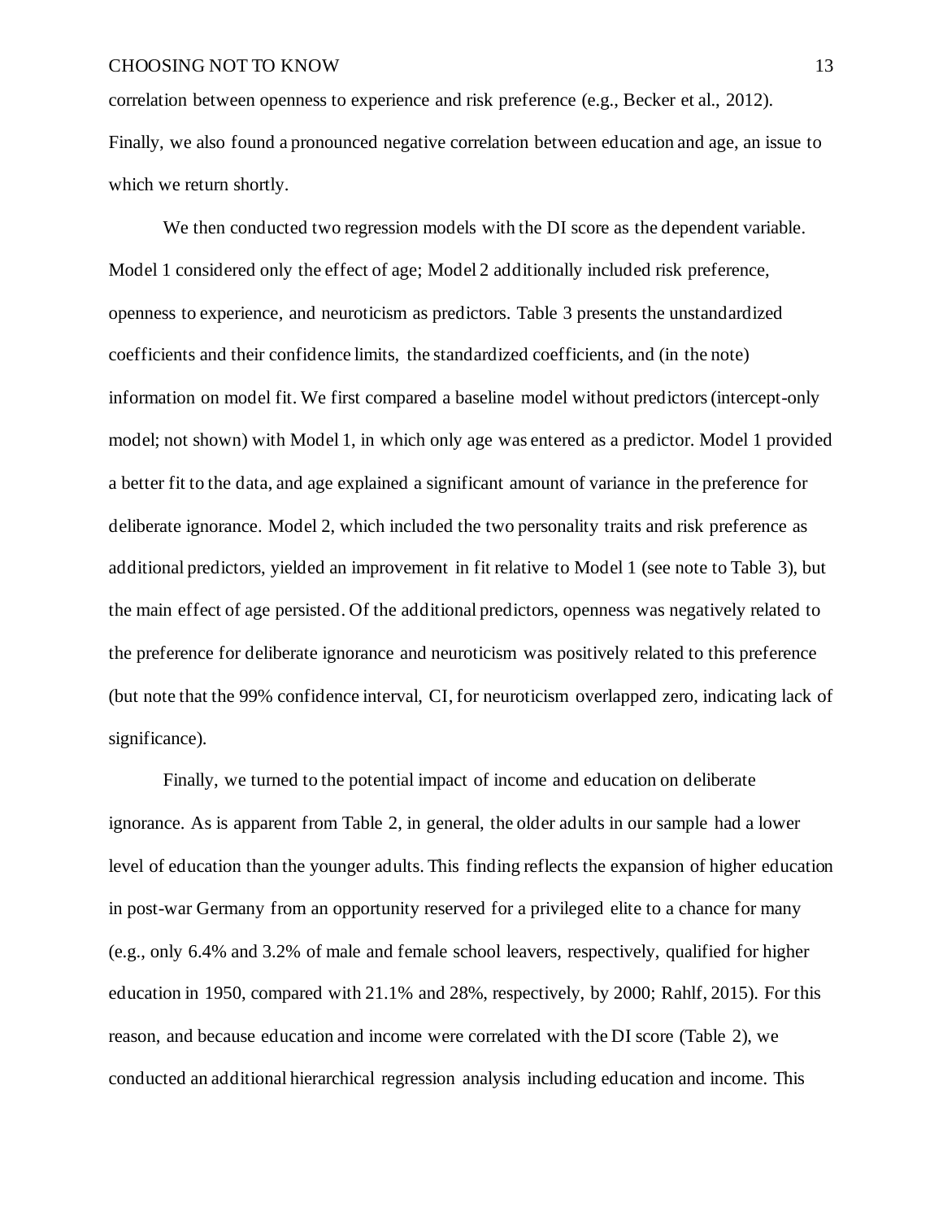correlation between openness to experience and risk preference (e.g., Becker et al., 2012). Finally, we also found a pronounced negative correlation between education and age, an issue to which we return shortly.

We then conducted two regression models with the DI score as the dependent variable. Model 1 considered only the effect of age; Model 2 additionally included risk preference, openness to experience, and neuroticism as predictors. Table 3 presents the unstandardized coefficients and their confidence limits, the standardized coefficients, and (in the note) information on model fit. We first compared a baseline model without predictors (intercept-only model; not shown) with Model 1, in which only age was entered as a predictor. Model 1 provided a better fit to the data, and age explained a significant amount of variance in the preference for deliberate ignorance. Model 2, which included the two personality traits and risk preference as additional predictors, yielded an improvement in fit relative to Model 1 (see note to Table 3), but the main effect of age persisted. Of the additional predictors, openness was negatively related to the preference for deliberate ignorance and neuroticism was positively related to this preference (but note that the 99% confidence interval, CI, for neuroticism overlapped zero, indicating lack of significance).

Finally, we turned to the potential impact of income and education on deliberate ignorance. As is apparent from Table 2, in general, the older adults in our sample had a lower level of education than the younger adults. This finding reflects the expansion of higher education in post-war Germany from an opportunity reserved for a privileged elite to a chance for many (e.g., only 6.4% and 3.2% of male and female school leavers, respectively, qualified for higher education in 1950, compared with 21.1% and 28%, respectively, by 2000; Rahlf, 2015). For this reason, and because education and income were correlated with the DI score (Table 2), we conducted an additional hierarchical regression analysis including education and income. This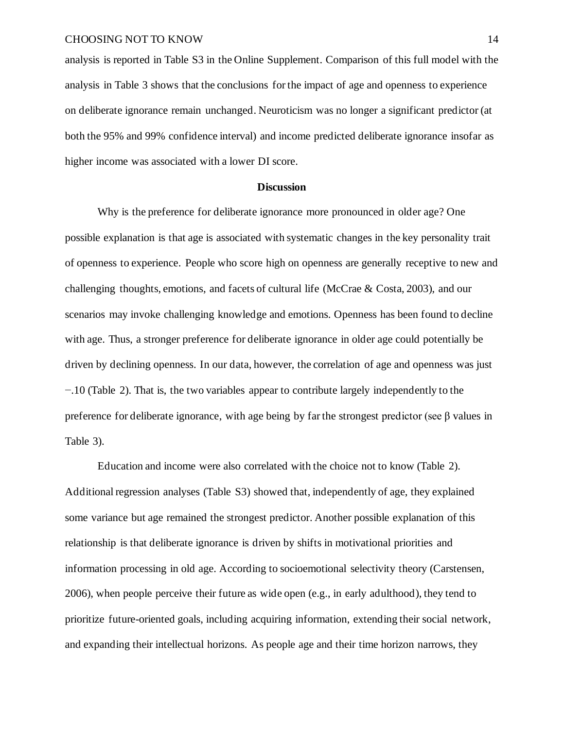analysis is reported in Table S3 in the Online Supplement. Comparison of this full model with the analysis in Table 3 shows that the conclusions for the impact of age and openness to experience on deliberate ignorance remain unchanged. Neuroticism was no longer a significant predictor (at both the 95% and 99% confidence interval) and income predicted deliberate ignorance insofar as higher income was associated with a lower DI score.

## Discussion

Why is the preference for deliberate ignorance more pronounced in older age? One possible explanation is that age is associated with systematic changes in the key personality trait of openness to experience. People who score high on openness are generally receptive to new and challenging thoughts, emotions, and facets of cultural life (McCrae & Costa, 2003), and our scenarios may invoke challenging knowledge and emotions. Openness has been found to decline with age. Thus, a stronger preference for deliberate ignorance in older age could potentially be driven by declining openness. In our data, however, the correlation of age and openness was just −.10 (Table 2). That is, the two variables appear to contribute largely independently to the preference for deliberate ignorance, with age being by far the strongest predictor (see $\beta$ values in Table 3).

Education and income were also correlated with the choice not to know (Table 2). Additional regression analyses (Table S3) showed that, independently of age, they explained some variance but age remained the strongest predictor. Another possible explanation of this relationship is that deliberate ignorance is driven by shifts in motivational priorities and information processing in old age. According to socioemotional selectivity theory (Carstensen, 2006), when people perceive their future as wide open (e.g., in early adulthood), they tend to prioritize future-oriented goals, including acquiring information, extending their social network, and expanding their intellectual horizons. As people age and their time horizon narrows, they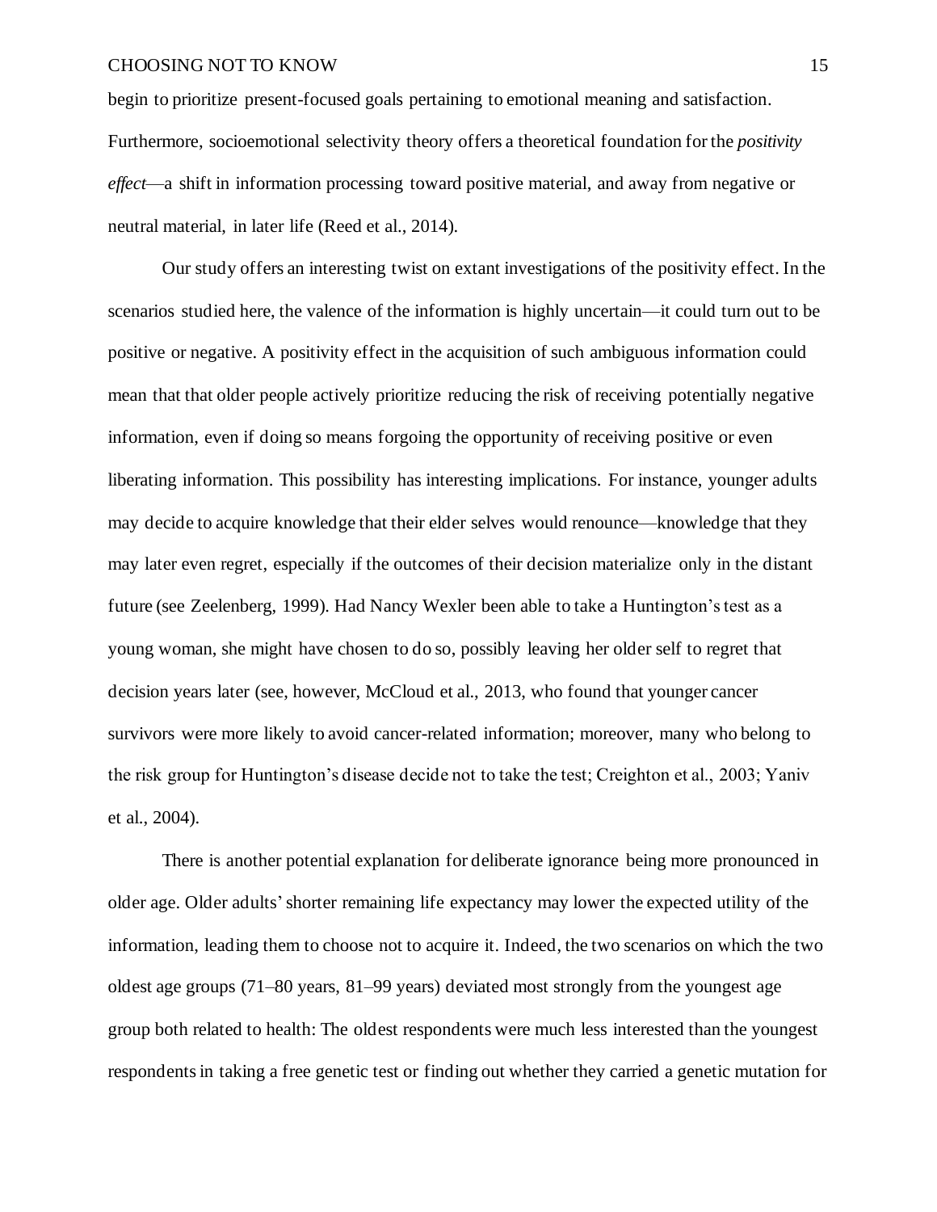begin to prioritize present-focused goals pertaining to emotional meaning and satisfaction. Furthermore, socioemotional selectivity theory offers a theoretical foundation for the *positivity effect*—a shift in information processing toward positive material, and away from negative or neutral material, in later life (Reed et al., 2014).

Our study offers an interesting twist on extant investigations of the positivity effect. In the scenarios studied here, the valence of the information is highly uncertain—it could turn out to be positive or negative. A positivity effect in the acquisition of such ambiguous information could mean that that older people actively prioritize reducing the risk of receiving potentially negative information, even if doing so means forgoing the opportunity of receiving positive or even liberating information. This possibility has interesting implications. For instance, younger adults may decide to acquire knowledge that their elder selves would renounce—knowledge that they may later even regret, especially if the outcomes of their decision materialize only in the distant future (see Zeelenberg, 1999). Had Nancy Wexler been able to take a Huntington's test as a young woman, she might have chosen to do so, possibly leaving her older self to regret that decision years later (see, however, McCloud et al., 2013, who found that younger cancer survivors were more likely to avoid cancer-related information; moreover, many who belong to the risk group for Huntington's disease decide not to take the test; Creighton et al., 2003; Yaniv et al., 2004).

There is another potential explanation for deliberate ignorance being more pronounced in older age. Older adults' shorter remaining life expectancy may lower the expected utility of the information, leading them to choose not to acquire it. Indeed, the two scenarios on which the two oldest age groups (71–80 years, 81–99 years) deviated most strongly from the youngest age group both related to health: The oldest respondents were much less interested than the youngest respondents in taking a free genetic test or finding out whether they carried a genetic mutation for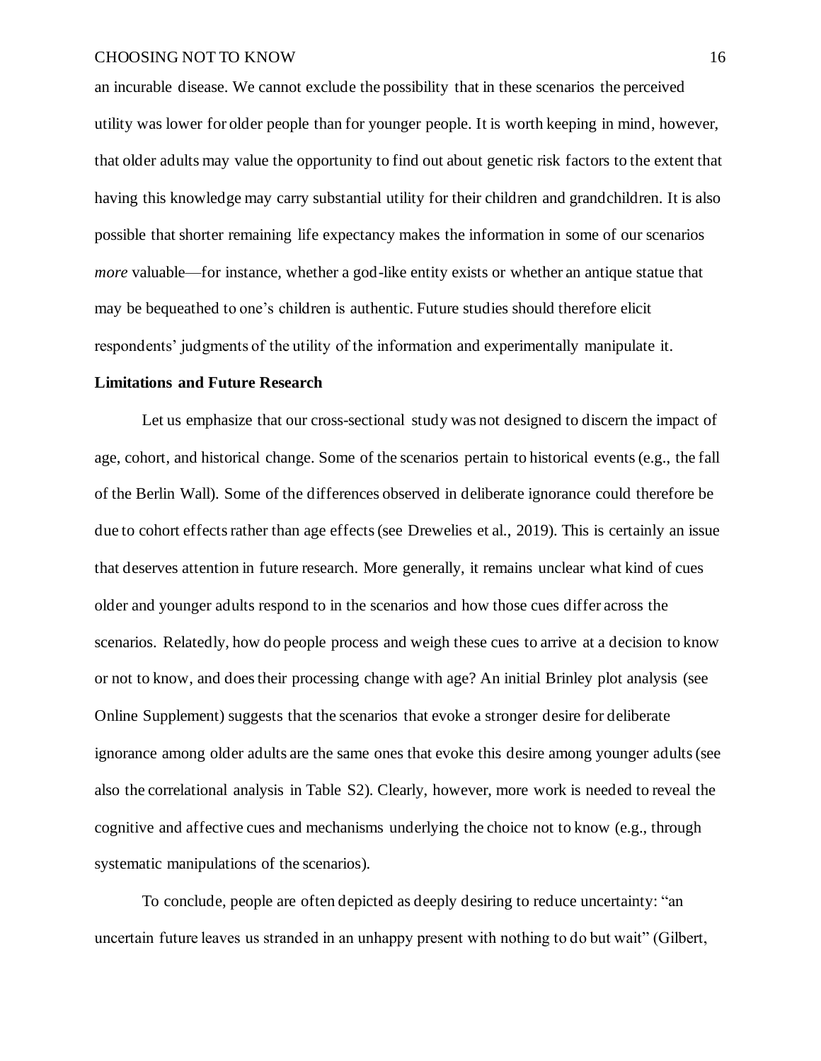an incurable disease. We cannot exclude the possibility that in these scenarios the perceived utility was lower for older people than for younger people. It is worth keeping in mind, however, that older adults may value the opportunity to find out about genetic risk factors to the extent that having this knowledge may carry substantial utility for their children and grandchildren. It is also possible that shorter remaining life expectancy makes the information in some of our scenarios *more* valuable—for instance, whether a god-like entity exists or whether an antique statue that may be bequeathed to one's children is authentic. Future studies should therefore elicit respondents' judgments of the utility of the information and experimentally manipulate it.

**Limitations and Future Research**

Let us emphasize that our cross-sectional study was not designed to discern the impact of age, cohort, and historical change. Some of the scenarios pertain to historical events (e.g., the fall of the Berlin Wall). Some of the differences observed in deliberate ignorance could therefore be due to cohort effects rather than age effects (see Drewelies et al., 2019). This is certainly an issue that deserves attention in future research. More generally, it remains unclear what kind of cues older and younger adults respond to in the scenarios and how those cues differ across the scenarios. Relatedly, how do people process and weigh these cues to arrive at a decision to know or not to know, and does their processing change with age? An initial Brinley plot analysis (see Online Supplement) suggests that the scenarios that evoke a stronger desire for deliberate ignorance among older adults are the same ones that evoke this desire among younger adults (see also the correlational analysis in Table S2). Clearly, however, more work is needed to reveal the cognitive and affective cues and mechanisms underlying the choice not to know (e.g., through systematic manipulations of the scenarios).

To conclude, people are often depicted as deeply desiring to reduce uncertainty: "an uncertain future leaves us stranded in an unhappy present with nothing to do but wait" (Gilbert,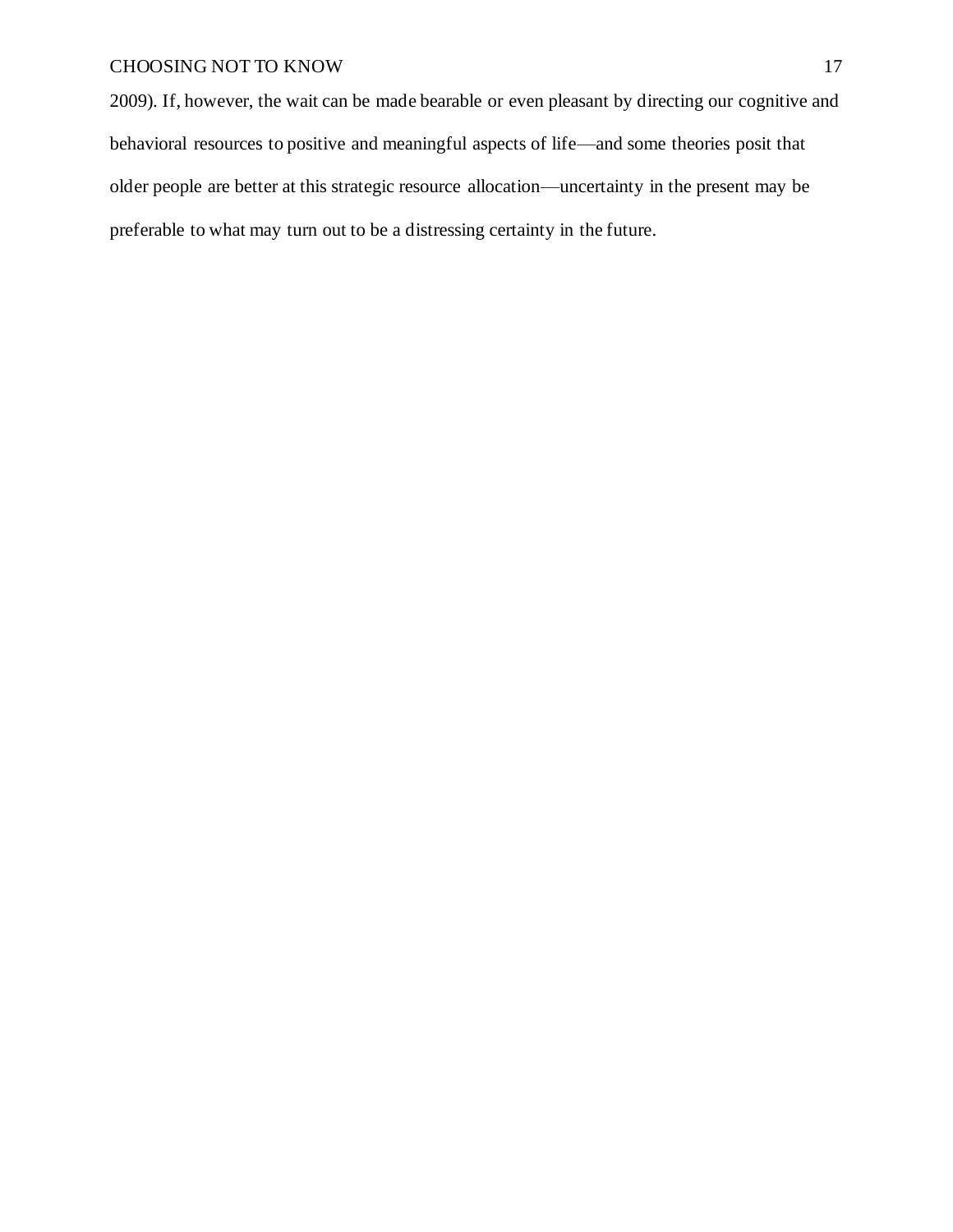2009). If, however, the wait can be made bearable or even pleasant by directing our cognitive and behavioral resources to positive and meaningful aspects of life—and some theories posit that older people are better at this strategic resource allocation—uncertainty in the present may be preferable to what may turn out to be a distressing certainty in the future.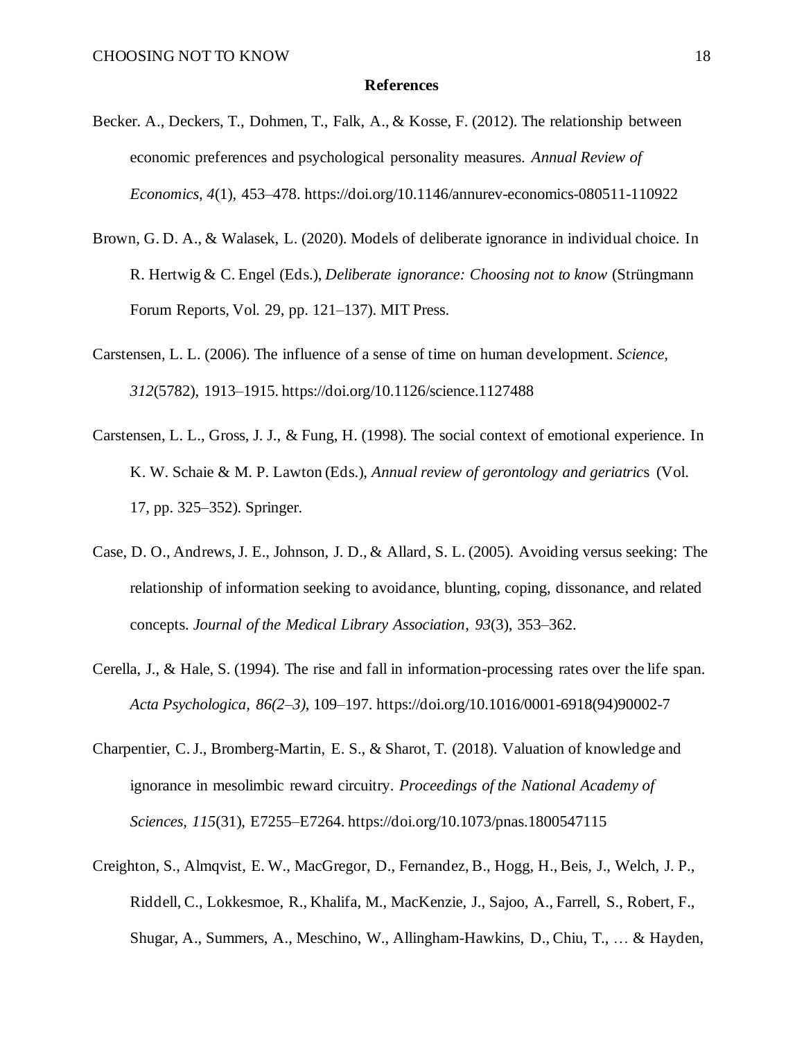## References

Becker. A., Deckers, T., Dohmen, T., Falk, A., & Kosse, F. (2012). The relationship between economic preferences and psychological personality measures. *Annual Review of Economics, 4*(1), 453–478. https://doi.org/10.1146/annurev-economics-080511-110922

Brown, G. D. A., & Walasek, L. (2020). Models of deliberate ignorance in individual choice. In R. Hertwig & C. Engel (Eds.), *Deliberate ignorance: Choosing not to know* (Strüngmann Forum Reports, Vol. 29, pp. 121–137). MIT Press.

Carstensen, L. L. (2006). The influence of a sense of time on human development. *Science, 312*(5782), 1913–1915. https://doi.org/10.1126/science.1127488

Carstensen, L. L., Gross, J. J., & Fung, H. (1998). The social context of emotional experience. In K. W. Schaie & M. P. Lawton (Eds.), *Annual review of gerontology and geriatrics* (Vol. 17, pp. 325–352). Springer.

Case, D. O., Andrews, J. E., Johnson, J. D., & Allard, S. L. (2005). Avoiding versus seeking: The relationship of information seeking to avoidance, blunting, coping, dissonance, and related concepts. *Journal of the Medical Library Association*, *93*(3), 353–362.

Cerella, J., & Hale, S. (1994). The rise and fall in information-processing rates over the life span. *Acta Psychologica, 86(2–3)*, 109–197. https://doi.org/10.1016/0001-6918(94)90002-7

Charpentier, C. J., Bromberg-Martin, E. S., & Sharot, T. (2018). Valuation of knowledge and ignorance in mesolimbic reward circuitry. *Proceedings of the National Academy of Sciences, 115*(31), E7255–E7264. https://doi.org/10.1073/pnas.1800547115

Creighton, S., Almqvist, E. W., MacGregor, D., Fernandez, B., Hogg, H., Beis, J., Welch, J. P., Riddell, C., Lokkesmoe, R., Khalifa, M., MacKenzie, J., Sajoo, A., Farrell, S., Robert, F., Shugar, A., Summers, A., Meschino, W., Allingham-Hawkins, D., Chiu, T., … & Hayden,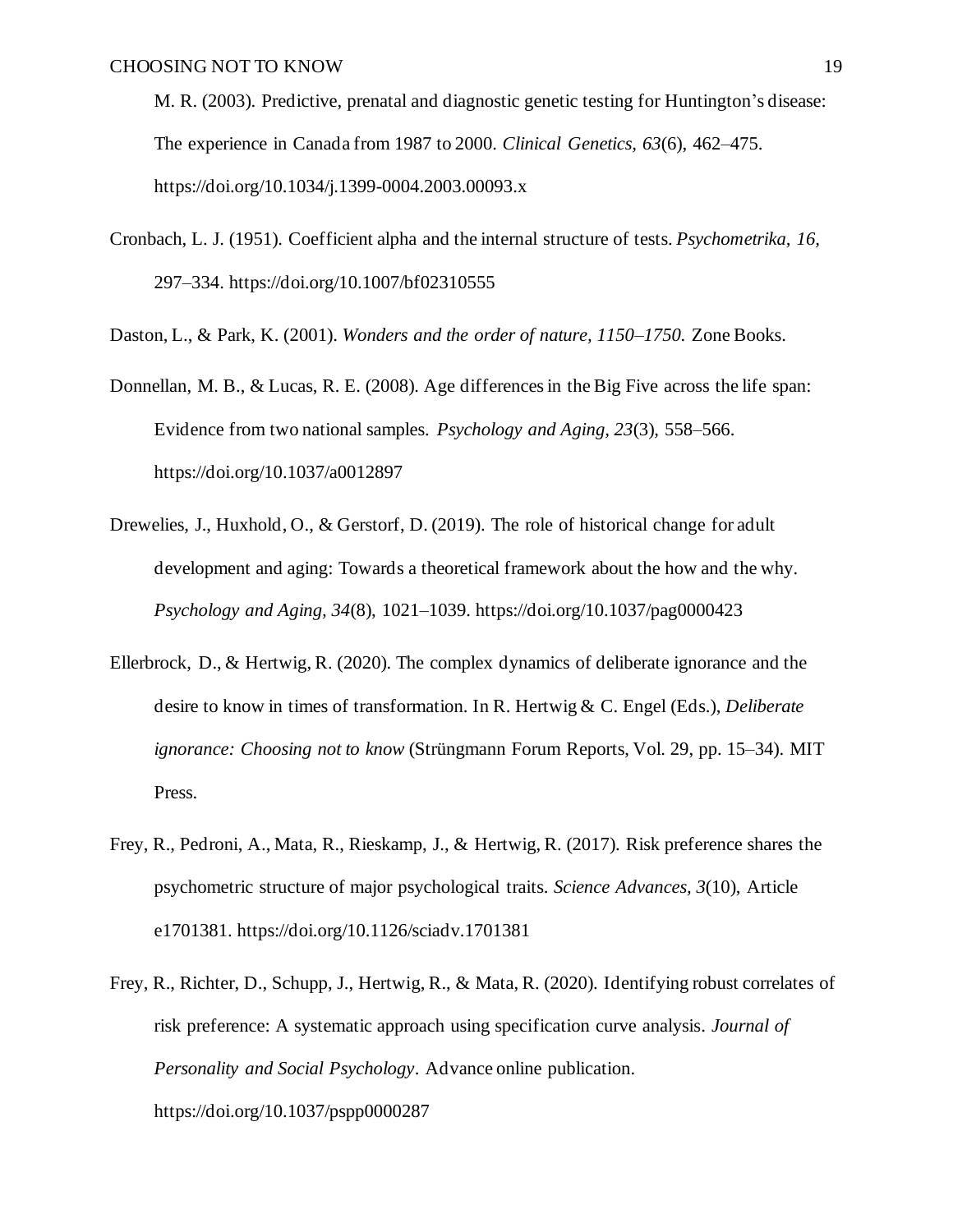M. R. (2003). Predictive, prenatal and diagnostic genetic testing for Huntington's disease: The experience in Canada from 1987 to 2000. *Clinical Genetics, 63*(6), 462–475. https://doi.org/10.1034/j.1399-0004.2003.00093.x

Cronbach, L. J. (1951). Coefficient alpha and the internal structure of tests. *Psychometrika, 16*, 297–334. https://doi.org/10.1007/bf02310555

Daston, L., & Park, K. (2001). *Wonders and the order of nature, 1150–1750.* Zone Books.

Donnellan, M. B., & Lucas, R. E. (2008). Age differences in the Big Five across the life span: Evidence from two national samples. *Psychology and Aging, 23*(3), 558–566. https://doi.org/10.1037/a0012897

Drewelies, J., Huxhold, O., & Gerstorf, D. (2019). The role of historical change for adult development and aging: Towards a theoretical framework about the how and the why. *Psychology and Aging, 34*(8), 1021–1039. https://doi.org/10.1037/pag0000423

Ellerbrock, D., & Hertwig, R. (2020). The complex dynamics of deliberate ignorance and the desire to know in times of transformation. In R. Hertwig & C. Engel (Eds.), *Deliberate ignorance: Choosing not to know* (Strüngmann Forum Reports, Vol. 29, pp. 15–34). MIT Press.

Frey, R., Pedroni, A., Mata, R., Rieskamp, J., & Hertwig, R. (2017). Risk preference shares the psychometric structure of major psychological traits. *Science Advances, 3*(10), Article e1701381. https://doi.org/10.1126/sciadv.1701381

Frey, R., Richter, D., Schupp, J., Hertwig, R., & Mata, R. (2020). Identifying robust correlates of risk preference: A systematic approach using specification curve analysis. *Journal of Personality and Social Psychology*. Advance online publication. https://doi.org/10.1037/pspp0000287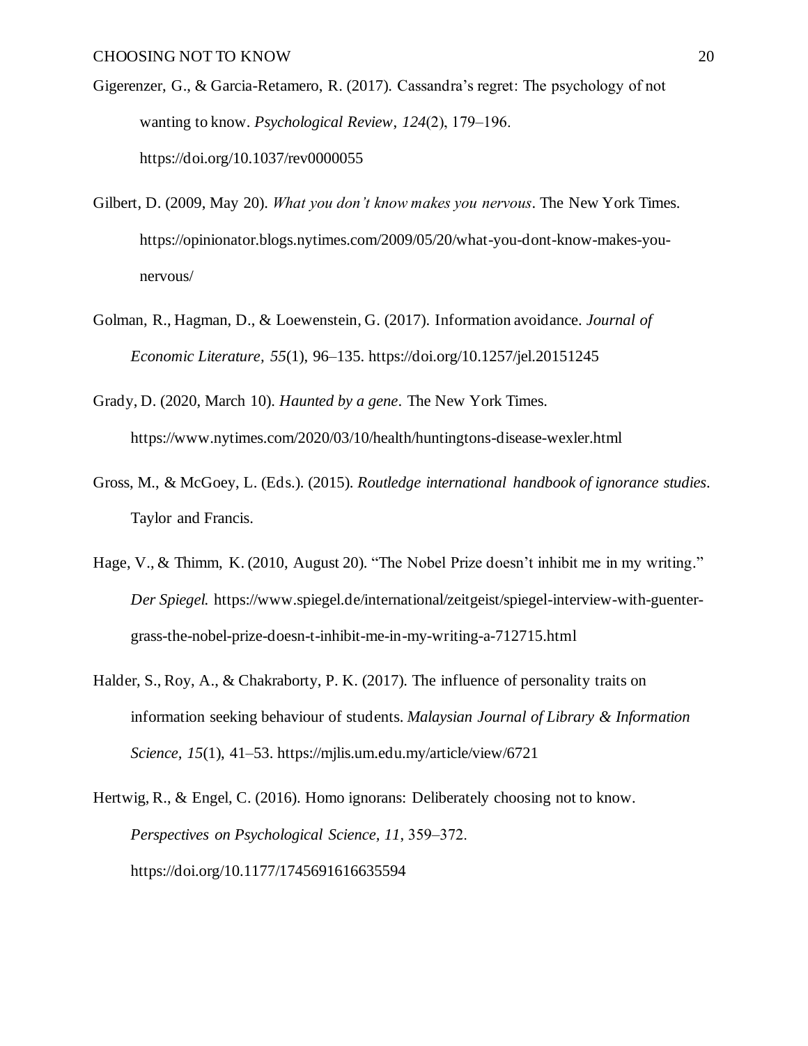Gigerenzer, G., & Garcia-Retamero, R. (2017). Cassandra's regret: The psychology of not wanting to know. *Psychological Review*, *124*(2), 179–196. https://doi.org/10.1037/rev0000055

Gilbert, D. (2009, May 20). *What you don't know makes you nervous*. The New York Times. https://opinionator.blogs.nytimes.com/2009/05/20/what-you-dont-know-makes-you-nervous/

Golman, R., Hagman, D., & Loewenstein, G. (2017). Information avoidance. *Journal of Economic Literature, 55*(1), 96–135. https://doi.org/10.1257/jel.20151245

Grady, D. (2020, March 10). *Haunted by a gene*. The New York Times. https://www.nytimes.com/2020/03/10/health/huntingtons-disease-wexler.html

Gross, M., & McGoey, L. (Eds.). (2015). *Routledge international handbook of ignorance studies*. Taylor and Francis.

Hage, V., & Thimm, K. (2010, August 20). "The Nobel Prize doesn't inhibit me in my writing." *Der Spiegel.* https://www.spiegel.de/international/zeitgeist/spiegel-interview-with-guenter-grass-the-nobel-prize-doesn-t-inhibit-me-in-my-writing-a-712715.html

Halder, S., Roy, A., & Chakraborty, P. K. (2017). The influence of personality traits on information seeking behaviour of students. *Malaysian Journal of Library & Information Science, 15*(1), 41–53. https://mjlis.um.edu.my/article/view/6721

Hertwig, R., & Engel, C. (2016). Homo ignorans: Deliberately choosing not to know. *Perspectives on Psychological Science, 11*, 359–372. https://doi.org/10.1177/1745691616635594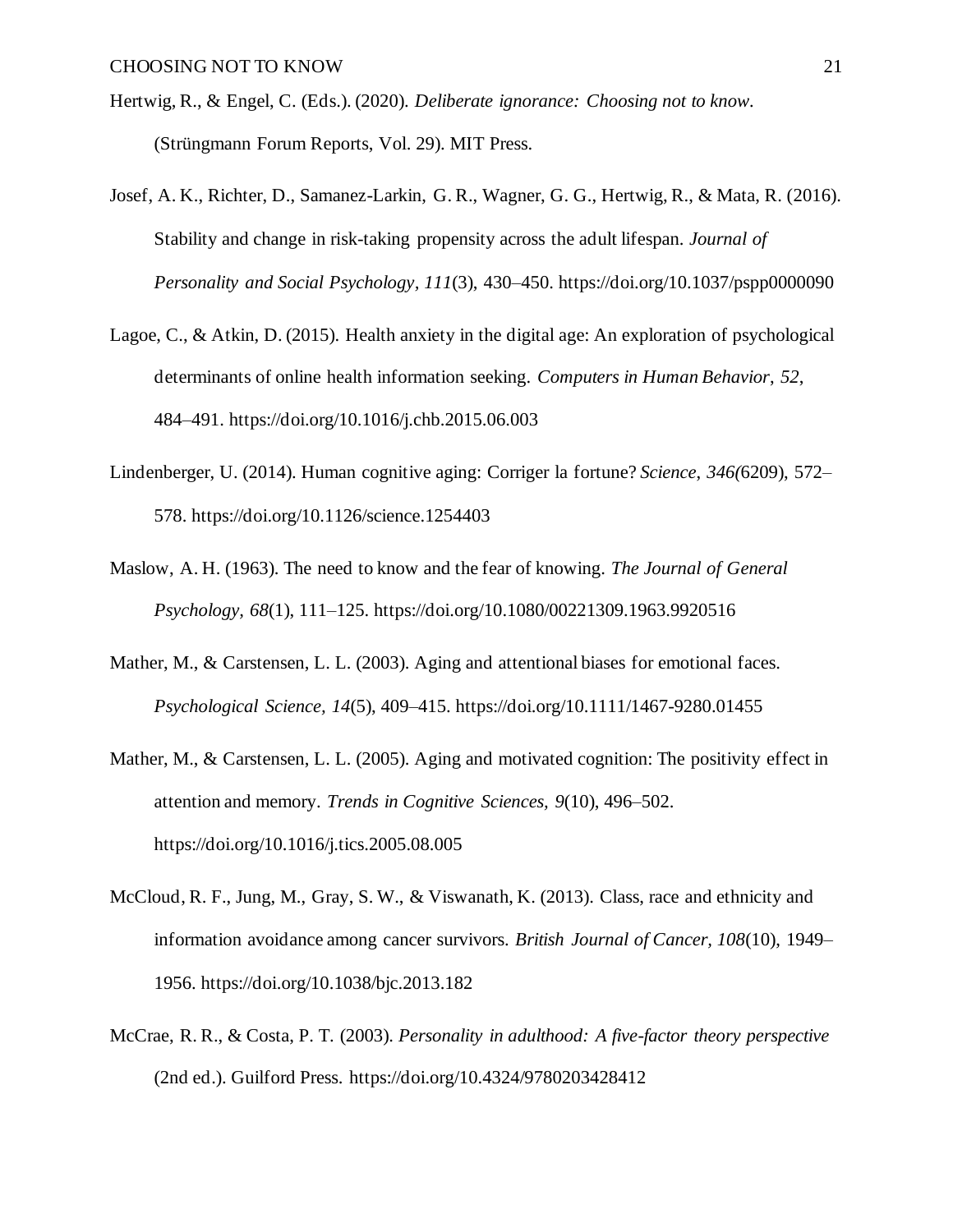Hertwig, R., & Engel, C. (Eds.). (2020). *Deliberate ignorance: Choosing not to know*. (Strüngmann Forum Reports, Vol. 29). MIT Press.

Josef, A. K., Richter, D., Samanez-Larkin, G. R., Wagner, G. G., Hertwig, R., & Mata, R. (2016). Stability and change in risk-taking propensity across the adult lifespan. *Journal of Personality and Social Psychology, 111*(3), 430–450. https://doi.org/10.1037/pspp0000090

Lagoe, C., & Atkin, D. (2015). Health anxiety in the digital age: An exploration of psychological determinants of online health information seeking. *Computers in Human Behavior*, *52*, 484–491. https://doi.org/10.1016/j.chb.2015.06.003

Lindenberger, U. (2014). Human cognitive aging: Corriger la fortune? *Science*, *346(*6209), 572–578. https://doi.org/10.1126/science.1254403

Maslow, A. H. (1963). The need to know and the fear of knowing. *The Journal of General Psychology, 68*(1), 111–125. https://doi.org/10.1080/00221309.1963.9920516

Mather, M., & Carstensen, L. L. (2003). Aging and attentional biases for emotional faces. *Psychological Science*, *14*(5), 409–415. https://doi.org/10.1111/1467-9280.01455

Mather, M., & Carstensen, L. L. (2005). Aging and motivated cognition: The positivity effect in attention and memory. *Trends in Cognitive Sciences, 9*(10), 496–502. https://doi.org/10.1016/j.tics.2005.08.005

McCloud, R. F., Jung, M., Gray, S. W., & Viswanath, K. (2013). Class, race and ethnicity and information avoidance among cancer survivors. *British Journal of Cancer, 108*(10), 1949–1956. https://doi.org/10.1038/bjc.2013.182

McCrae, R. R., & Costa, P. T. (2003). *Personality in adulthood: A five-factor theory perspective* (2nd ed.). Guilford Press. https://doi.org/10.4324/9780203428412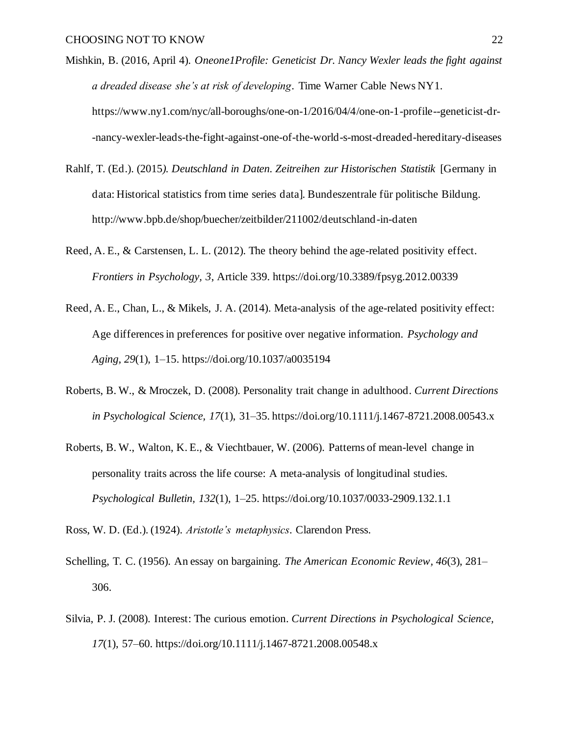Mishkin, B. (2016, April 4). *Oneone1Profile: Geneticist Dr. Nancy Wexler leads the fight against a dreaded disease she's at risk of developing*. Time Warner Cable News NY1. https://www.ny1.com/nyc/all-boroughs/one-on-1/2016/04/4/one-on-1-profile--geneticist-dr--nancy-wexler-leads-the-fight-against-one-of-the-world-s-most-dreaded-hereditary-diseases

Rahlf, T. (Ed.). (2015). *Deutschland in Daten. Zeitreihen zur Historischen Statistik* [Germany in data: Historical statistics from time series data]. Bundeszentrale für politische Bildung. http://www.bpb.de/shop/buecher/zeitbilder/211002/deutschland-in-daten

Reed, A. E., & Carstensen, L. L. (2012). The theory behind the age-related positivity effect. *Frontiers in Psychology, 3*, Article 339. https://doi.org/10.3389/fpsyg.2012.00339

Reed, A. E., Chan, L., & Mikels, J. A. (2014). Meta-analysis of the age-related positivity effect: Age differences in preferences for positive over negative information. *Psychology and Aging, 29*(1), 1–15. https://doi.org/10.1037/a0035194

Roberts, B. W., & Mroczek, D. (2008). Personality trait change in adulthood. *Current Directions in Psychological Science, 17*(1), 31–35. https://doi.org/10.1111/j.1467-8721.2008.00543.x

Roberts, B. W., Walton, K. E., & Viechtbauer, W. (2006). Patterns of mean-level change in personality traits across the life course: A meta-analysis of longitudinal studies. *Psychological Bulletin, 132*(1), 1–25. https://doi.org/10.1037/0033-2909.132.1.1

Ross, W. D. (Ed.). (1924). *Aristotle's metaphysics*. Clarendon Press.

Schelling, T. C. (1956). An essay on bargaining. *The American Economic Review*, *46*(3), 281–306.

Silvia, P. J. (2008). Interest: The curious emotion. *Current Directions in Psychological Science, 17*(1), 57–60. https://doi.org/10.1111/j.1467-8721.2008.00548.x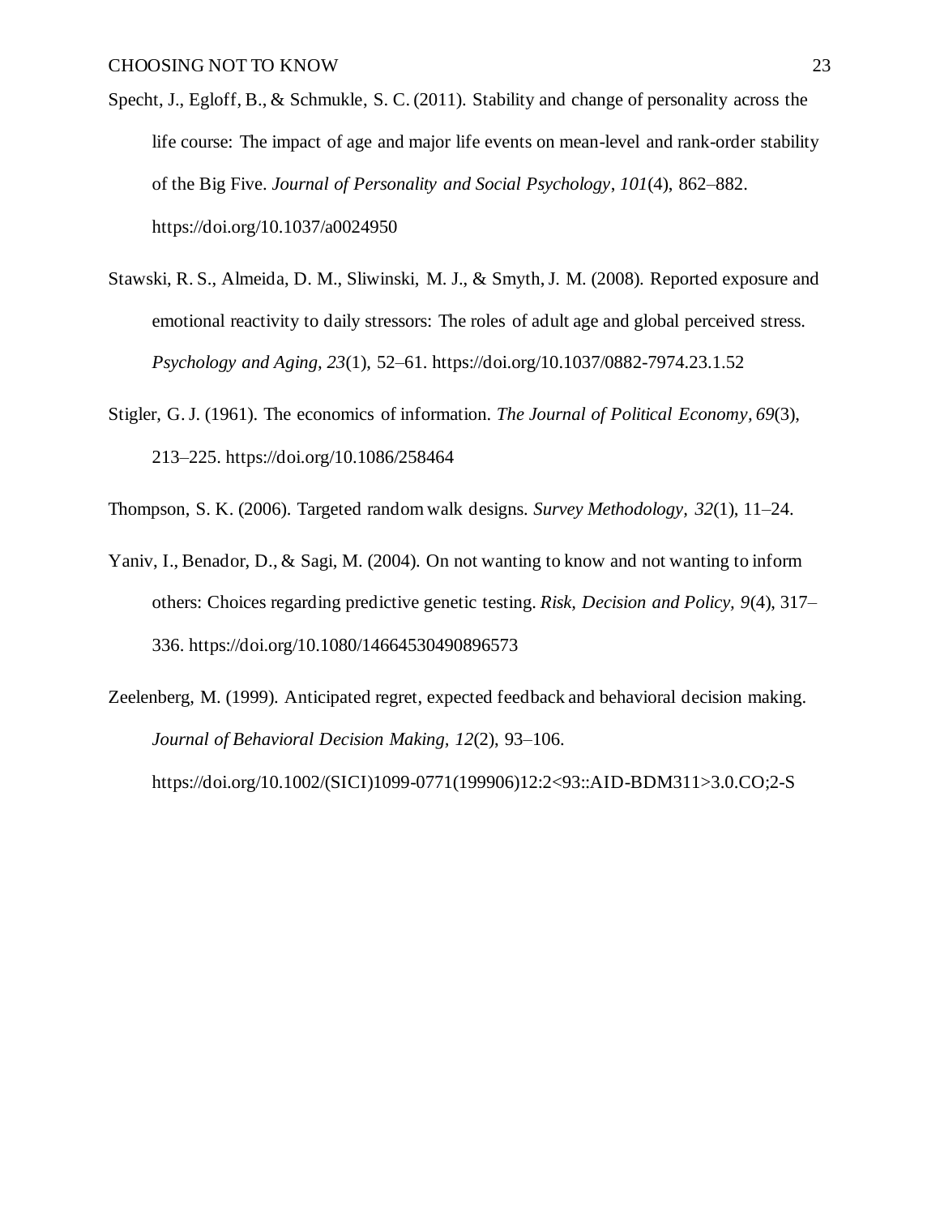Specht, J., Egloff, B., & Schmukle, S. C. (2011). Stability and change of personality across the life course: The impact of age and major life events on mean-level and rank-order stability of the Big Five. *Journal of Personality and Social Psychology*, *101*(4), 862–882. https://doi.org/10.1037/a0024950

Stawski, R. S., Almeida, D. M., Sliwinski, M. J., & Smyth, J. M. (2008). Reported exposure and emotional reactivity to daily stressors: The roles of adult age and global perceived stress. *Psychology and Aging*, *23*(1), 52–61. https://doi.org/10.1037/0882-7974.23.1.52

Stigler, G. J. (1961). The economics of information. *The Journal of Political Economy*, *69*(3), 213–225. https://doi.org/10.1086/258464

Thompson, S. K. (2006). Targeted random walk designs. *Survey Methodology, 32*(1), 11–24.

Yaniv, I., Benador, D., & Sagi, M. (2004). On not wanting to know and not wanting to inform others: Choices regarding predictive genetic testing. *Risk, Decision and Policy, 9*(4), 317–336. https://doi.org/10.1080/14664530490896573

Zeelenberg, M. (1999). Anticipated regret, expected feedback and behavioral decision making. *Journal of Behavioral Decision Making*, *12*(2), 93–106. https://doi.org/10.1002/(SICI)1099-0771(199906)12:2<93::AID-BDM311>3.0.CO;2-S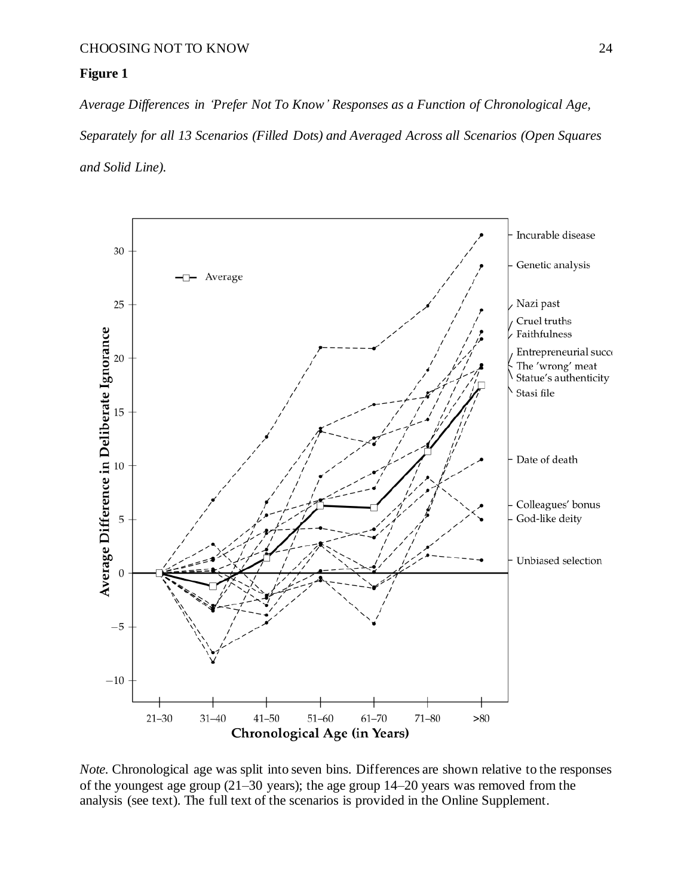**Figure 1**

*Average Differences in 'Prefer Not To Know' Responses as a Function of Chronological Age, Separately for all 13 Scenarios (Filled Dots) and Averaged Across all Scenarios (Open Squares and Solid Line).*

*Note.* Chronological age was split into seven bins. Differences are shown relative to the responses of the youngest age group (21–30 years); the age group 14–20 years was removed from the analysis (see text). The full text of the scenarios is provided in the Online Supplement.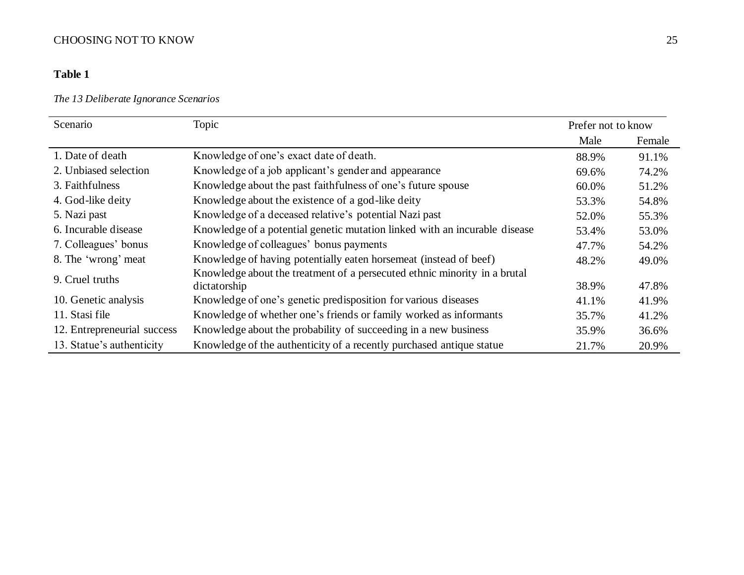**Table 1**

*The 13 Deliberate Ignorance Scenarios*

| Scenario | Topic | Prefer not to know | |
|---|---|---|---|
| | | Male | Female |
| 1. Date of death | Knowledge of one's exact date of death. | 88.9% | 91.1% |
| 2. Unbiased selection | Knowledge of a job applicant's gender and appearance | 69.6% | 74.2% |
| 3. Faithfulness | Knowledge about the past faithfulness of one's future spouse | 60.0% | 51.2% |
| 4. God-like deity | Knowledge about the existence of a god-like deity | 53.3% | 54.8% |
| 5. Nazi past | Knowledge of a deceased relative's potential Nazi past | 52.0% | 55.3% |
| 6. Incurable disease | Knowledge of a potential genetic mutation linked with an incurable disease | 53.4% | 53.0% |
| 7. Colleagues' bonus | Knowledge of colleagues' bonus payments | 47.7% | 54.2% |
| 8. The 'wrong' meat | Knowledge of having potentially eaten horsemeat (instead of beef) | 48.2% | 49.0% |
| 9. Cruel truths | Knowledge about the treatment of a persecuted ethnic minority in a brutal dictatorship | 38.9% | 47.8% |
| 10. Genetic analysis | Knowledge of one's genetic predisposition for various diseases | 41.1% | 41.9% |
| 11. Stasi file | Knowledge of whether one's friends or family worked as informants | 35.7% | 41.2% |
| 12. Entrepreneurial success | Knowledge about the probability of succeeding in a new business | 35.9% | 36.6% |
| 13. Statue's authenticity | Knowledge of the authenticity of a recently purchased antique statue | 21.7% | 20.9% |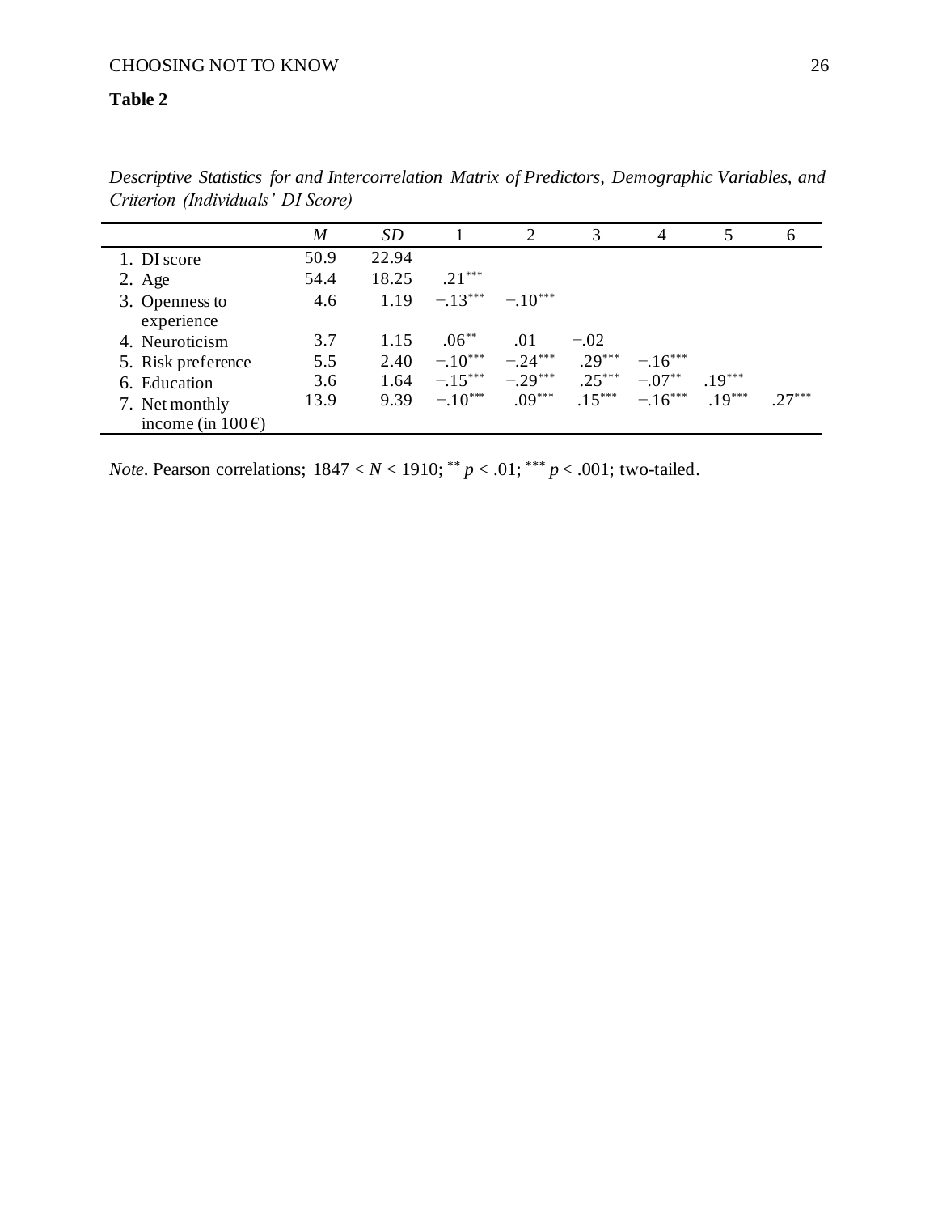**Table 2**

*Descriptive Statistics for and Intercorrelation Matrix of Predictors, Demographic Variables, and Criterion (Individuals' DI Score)*

| | *M* | *SD* | 1 | 2 | 3 | 4 | 5 | 6 |
|---|---|---|---|---|---|---|---|---|
| 1. DI score | 50.9 | 22.94 | | | | | | |
| 2. Age | 54.4 | 18.25 | .21*** | | | | | |
| 3. Openness to experience | 4.6 | 1.19 | −.13*** | −.10*** | | | | |
| 4. Neuroticism | 3.7 | 1.15 | .06** | .01 | −.02 | | | |
| 5. Risk preference | 5.5 | 2.40 | −.10*** | −.24*** | .29*** | −.16*** | | |
| 6. Education | 3.6 | 1.64 | −.15*** | −.29*** | .25*** | −.07** | .19*** | |
| 7. Net monthly income (in 100 €) | 13.9 | 9.39 | −.10*** | .09*** | .15*** | −.16*** | .19*** | .27*** |

*Note*. Pearson correlations; $1847 < N < 1910$; ** $p < .01$; *** $p < .001$; two-tailed.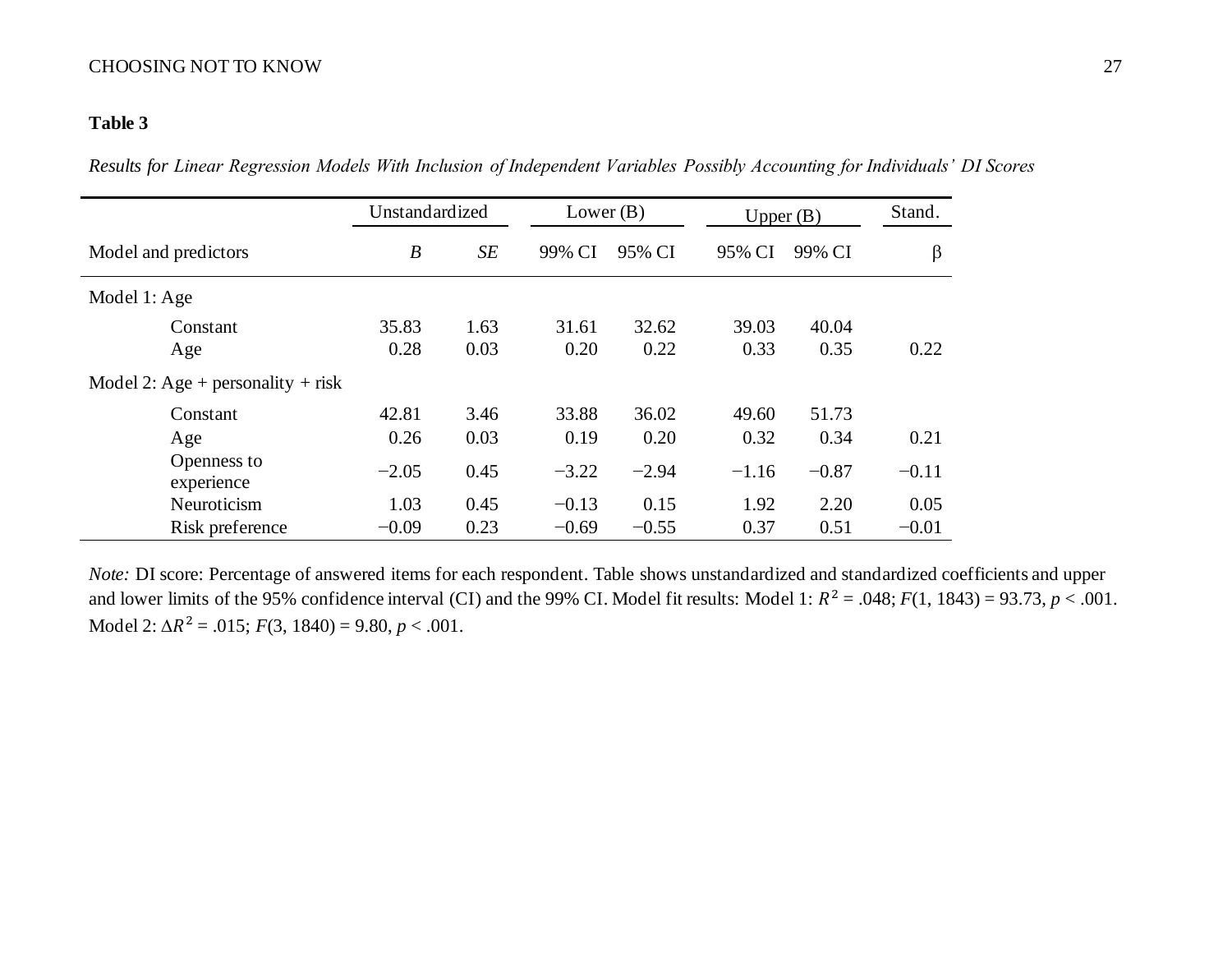**Table 3**

*Results for Linear Regression Models With Inclusion of Independent Variables Possibly Accounting for Individuals' DI Scores*

| | Unstandardized | | Lower (B) | | Upper (B) | | Stand. |
|---|---|---|---|---|---|---|---|
| Model and predictors | *B* | *SE* | 99% CI | 95% CI | 95% CI | 99% CI | β |
| Model 1: Age | | | | | | | |
| Constant | 35.83 | 1.63 | 31.61 | 32.62 | 39.03 | 40.04 | |
| Age | 0.28 | 0.03 | 0.20 | 0.22 | 0.33 | 0.35 | 0.22 |
| Model 2: Age + personality + risk | | | | | | | |
| Constant | 42.81 | 3.46 | 33.88 | 36.02 | 49.60 | 51.73 | |
| Age | 0.26 | 0.03 | 0.19 | 0.20 | 0.32 | 0.34 | 0.21 |
| Openness to experience | −2.05 | 0.45 | −3.22 | −2.94 | −1.16 | −0.87 | −0.11 |
| Neuroticism | 1.03 | 0.45 | −0.13 | 0.15 | 1.92 | 2.20 | 0.05 |
| Risk preference | −0.09 | 0.23 | −0.69 | −0.55 | 0.37 | 0.51 | −0.01 |

*Note:* DI score: Percentage of answered items for each respondent. Table shows unstandardized and standardized coefficients and upper and lower limits of the 95% confidence interval (CI) and the 99% CI. Model fit results: Model 1: $R^2 = .048$; $F(1, 1843) = 93.73$, $p < .001$. Model 2: $\Delta R^2 = .015$; $F(3, 1840) = 9.80$, $p < .001$.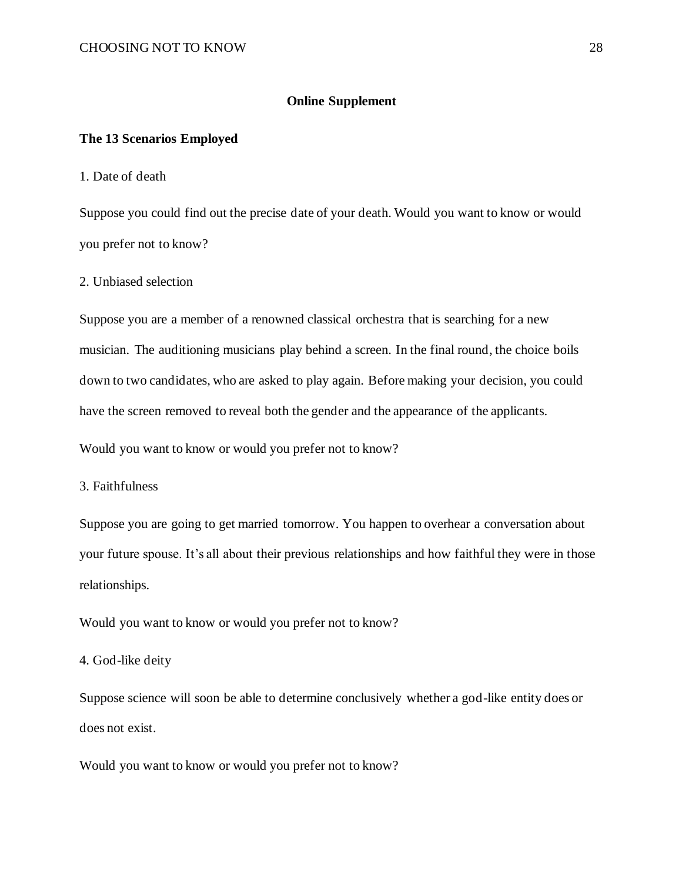## Online Supplement

### The 13 Scenarios Employed

1. Date of death

Suppose you could find out the precise date of your death. Would you want to know or would you prefer not to know?

2. Unbiased selection

Suppose you are a member of a renowned classical orchestra that is searching for a new musician. The auditioning musicians play behind a screen. In the final round, the choice boils down to two candidates, who are asked to play again. Before making your decision, you could have the screen removed to reveal both the gender and the appearance of the applicants.

Would you want to know or would you prefer not to know?

3. Faithfulness

Suppose you are going to get married tomorrow. You happen to overhear a conversation about your future spouse. It's all about their previous relationships and how faithful they were in those relationships.

Would you want to know or would you prefer not to know?

4. God-like deity

Suppose science will soon be able to determine conclusively whether a god-like entity does or does not exist.

Would you want to know or would you prefer not to know?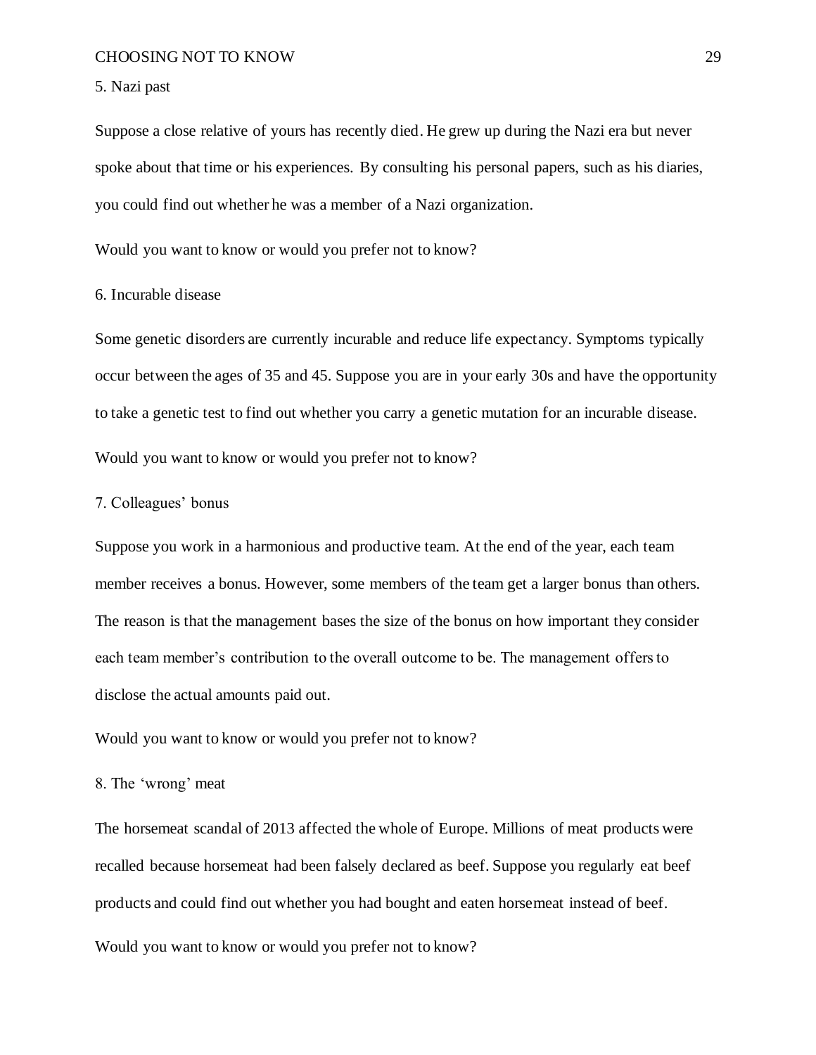5. Nazi past

Suppose a close relative of yours has recently died. He grew up during the Nazi era but never spoke about that time or his experiences. By consulting his personal papers, such as his diaries, you could find out whether he was a member of a Nazi organization.

Would you want to know or would you prefer not to know?

6. Incurable disease

Some genetic disorders are currently incurable and reduce life expectancy. Symptoms typically occur between the ages of 35 and 45. Suppose you are in your early 30s and have the opportunity to take a genetic test to find out whether you carry a genetic mutation for an incurable disease.

Would you want to know or would you prefer not to know?

7. Colleagues' bonus

Suppose you work in a harmonious and productive team. At the end of the year, each team member receives a bonus. However, some members of the team get a larger bonus than others. The reason is that the management bases the size of the bonus on how important they consider each team member's contribution to the overall outcome to be. The management offers to disclose the actual amounts paid out.

Would you want to know or would you prefer not to know?

8. The 'wrong' meat

The horsemeat scandal of 2013 affected the whole of Europe. Millions of meat products were recalled because horsemeat had been falsely declared as beef. Suppose you regularly eat beef products and could find out whether you had bought and eaten horsemeat instead of beef.

Would you want to know or would you prefer not to know?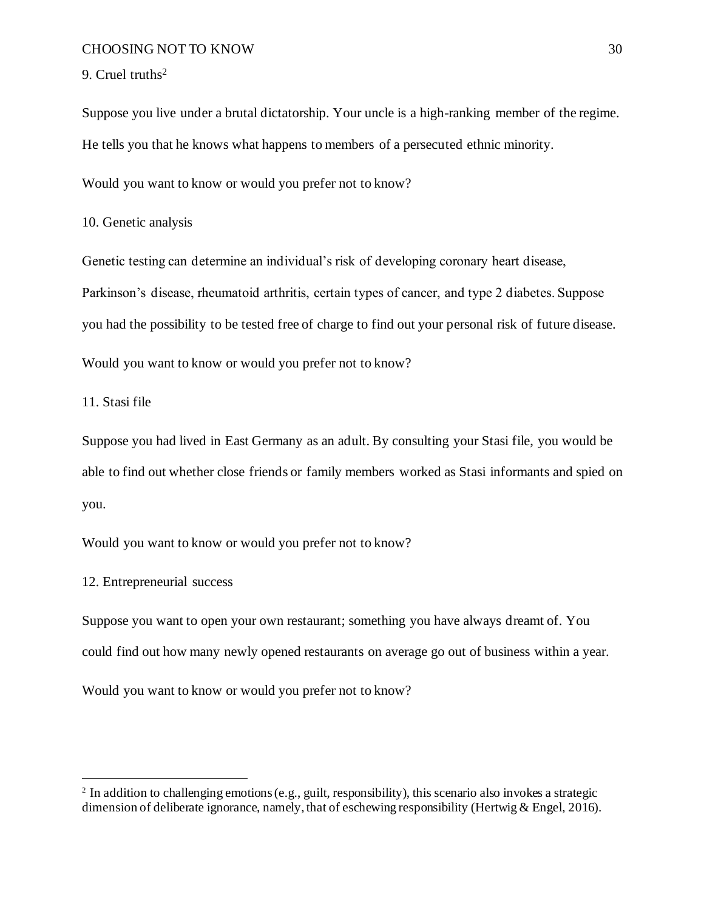9. Cruel truths[2]

Suppose you live under a brutal dictatorship. Your uncle is a high-ranking member of the regime. He tells you that he knows what happens to members of a persecuted ethnic minority.

Would you want to know or would you prefer not to know?

10. Genetic analysis

Genetic testing can determine an individual's risk of developing coronary heart disease, Parkinson's disease, rheumatoid arthritis, certain types of cancer, and type 2 diabetes. Suppose you had the possibility to be tested free of charge to find out your personal risk of future disease.

Would you want to know or would you prefer not to know?

11. Stasi file

Suppose you had lived in East Germany as an adult. By consulting your Stasi file, you would be able to find out whether close friends or family members worked as Stasi informants and spied on you.

Would you want to know or would you prefer not to know?

12. Entrepreneurial success

Suppose you want to open your own restaurant; something you have always dreamt of. You could find out how many newly opened restaurants on average go out of business within a year.

Would you want to know or would you prefer not to know?

---

[2] In addition to challenging emotions (e.g., guilt, responsibility), this scenario also invokes a strategic dimension of deliberate ignorance, namely, that of eschewing responsibility (Hertwig & Engel, 2016).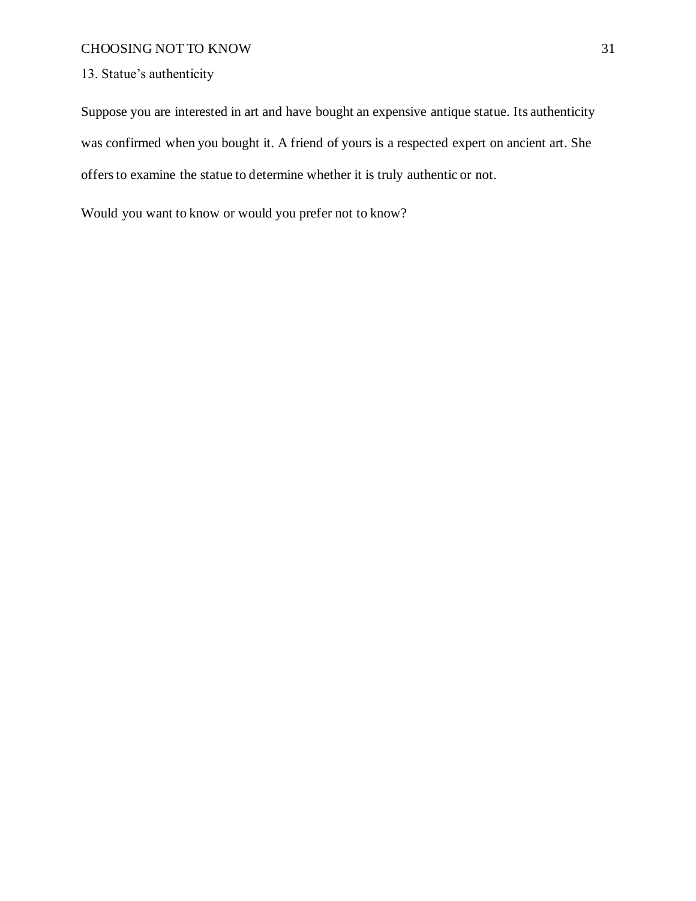13. Statue's authenticity

Suppose you are interested in art and have bought an expensive antique statue. Its authenticity was confirmed when you bought it. A friend of yours is a respected expert on ancient art. She offers to examine the statue to determine whether it is truly authentic or not.

Would you want to know or would you prefer not to know?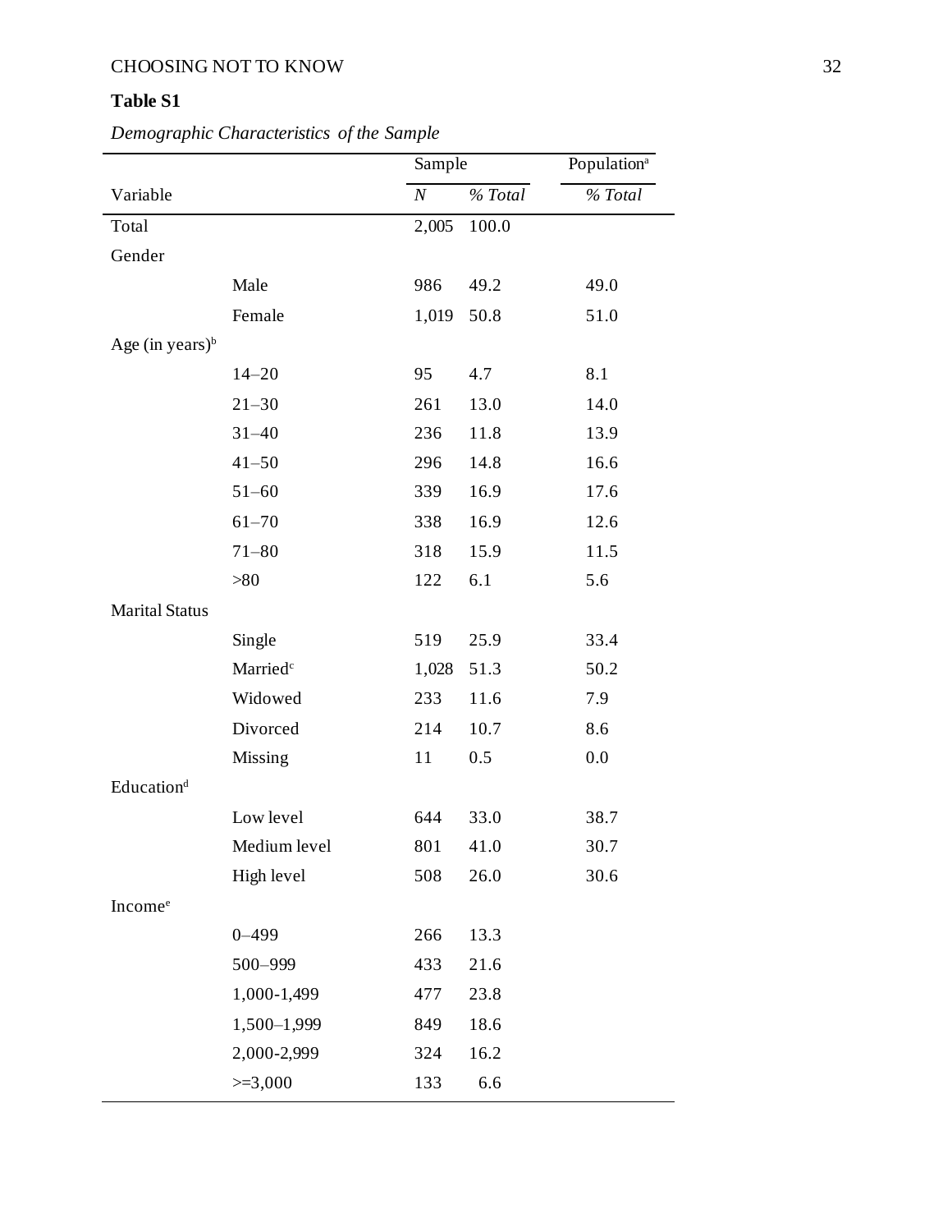**Table S1**

*Demographic Characteristics of the Sample*

| Variable | | Sample | | Population[a] |
|---|---|---|---|---|
| | | *N* | *% Total* | *% Total* |
| Total | | 2,005 | 100.0 | |
| Gender | | | | |
| | Male | 986 | 49.2 | 49.0 |
| | Female | 1,019 | 50.8 | 51.0 |
| Age (in years)[b] | | | | |
| | 14–20 | 95 | 4.7 | 8.1 |
| | 21–30 | 261 | 13.0 | 14.0 |
| | 31–40 | 236 | 11.8 | 13.9 |
| | 41–50 | 296 | 14.8 | 16.6 |
| | 51–60 | 339 | 16.9 | 17.6 |
| | 61–70 | 338 | 16.9 | 12.6 |
| | 71–80 | 318 | 15.9 | 11.5 |
| | >80 | 122 | 6.1 | 5.6 |
| Marital Status | | | | |
| | Single | 519 | 25.9 | 33.4 |
| | Married[c] | 1,028 | 51.3 | 50.2 |
| | Widowed | 233 | 11.6 | 7.9 |
| | Divorced | 214 | 10.7 | 8.6 |
| | Missing | 11 | 0.5 | 0.0 |
| Education[d] | | | | |
| | Low level | 644 | 33.0 | 38.7 |
| | Medium level | 801 | 41.0 | 30.7 |
| | High level | 508 | 26.0 | 30.6 |
| Income[e] | | | | |
| | 0–499 | 266 | 13.3 | |
| | 500–999 | 433 | 21.6 | |
| | 1,000-1,499 | 477 | 23.8 | |
| | 1,500–1,999 | 849 | 18.6 | |
| | 2,000-2,999 | 324 | 16.2 | |
| | >=3,000 | 133 | 6.6 | |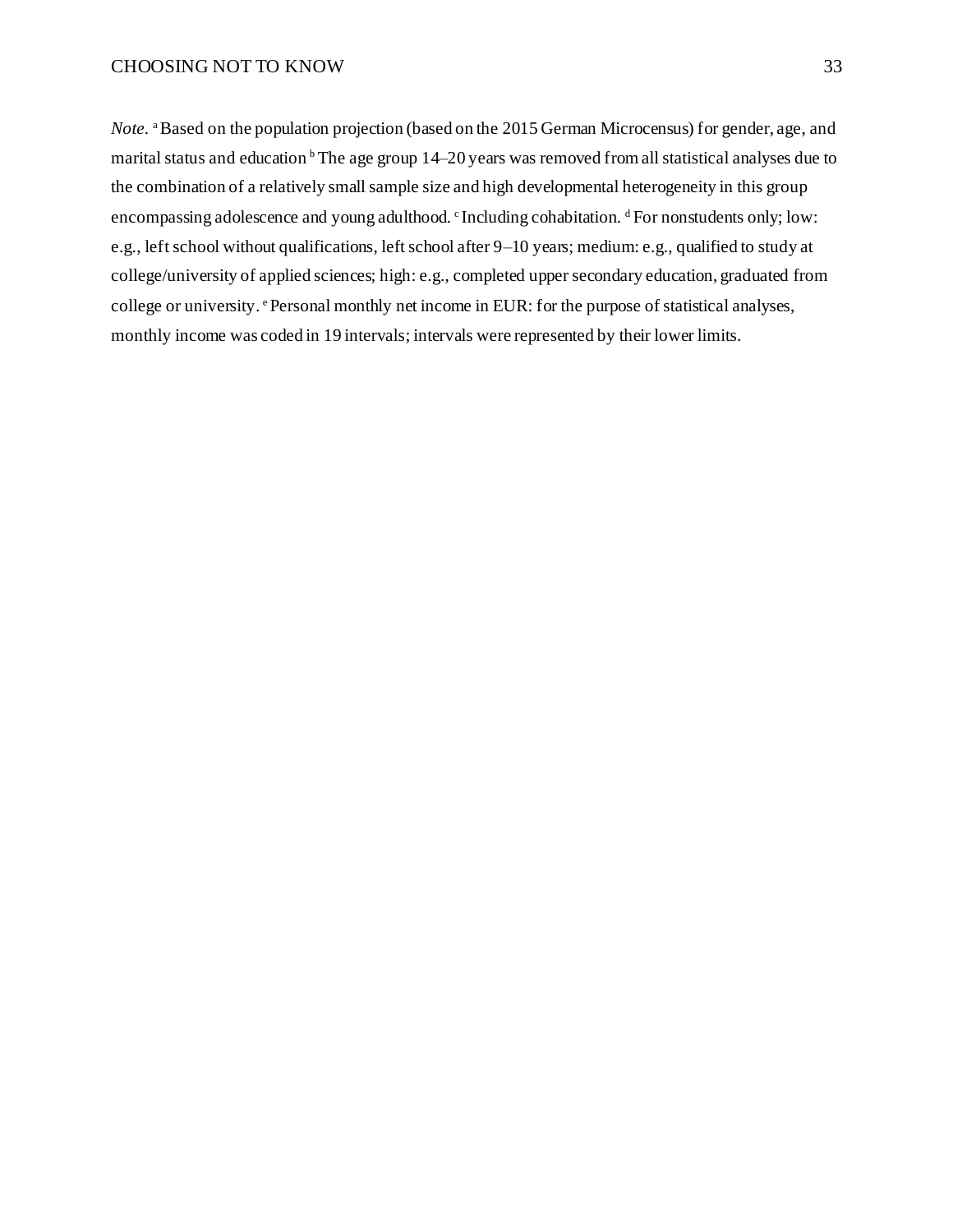*Note*. [a] Based on the population projection (based on the 2015 German Microcensus) for gender, age, and marital status and education [b] The age group 14–20 years was removed from all statistical analyses due to the combination of a relatively small sample size and high developmental heterogeneity in this group encompassing adolescence and young adulthood. [c] Including cohabitation. [d] For nonstudents only; low: e.g., left school without qualifications, left school after 9–10 years; medium: e.g., qualified to study at college/university of applied sciences; high: e.g., completed upper secondary education, graduated from college or university. [e] Personal monthly net income in EUR: for the purpose of statistical analyses, monthly income was coded in 19 intervals; intervals were represented by their lower limits.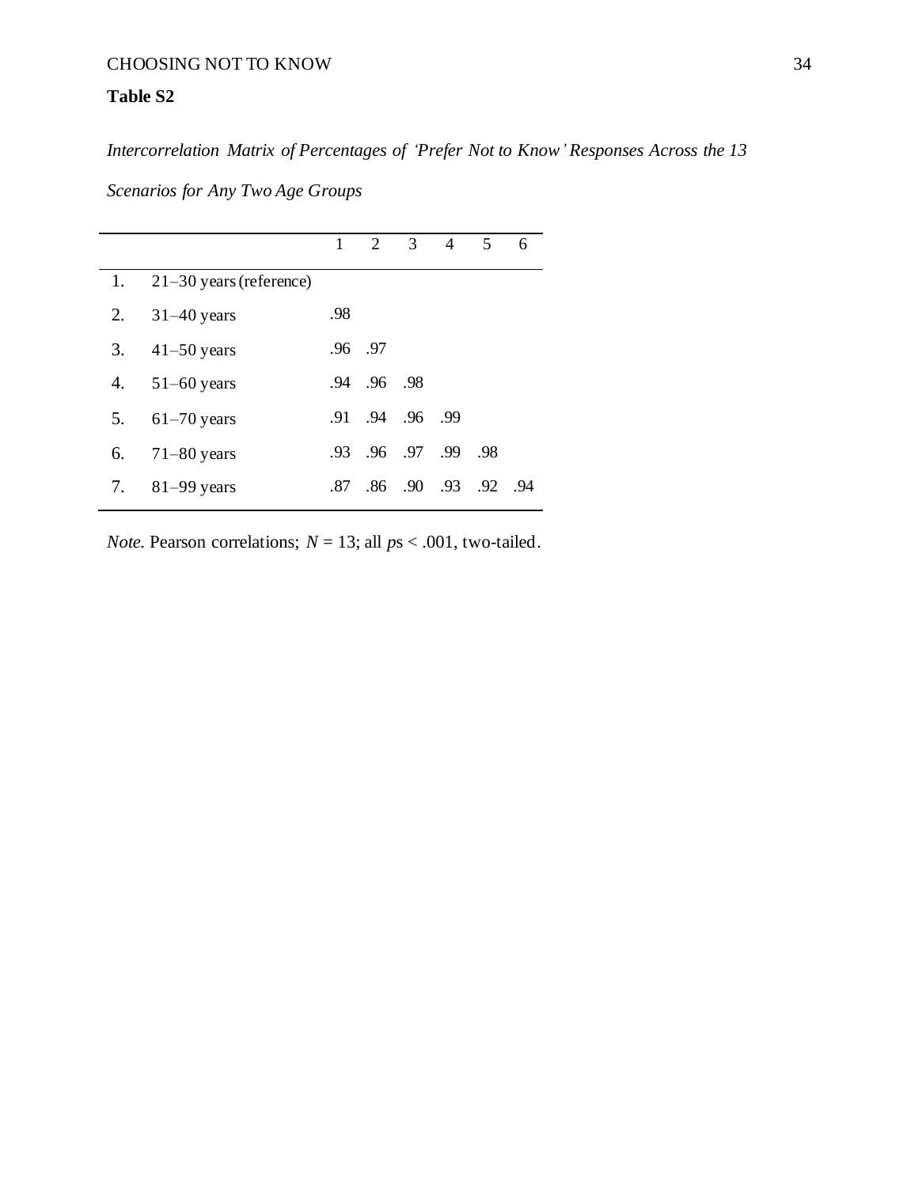**Table S2**

*Intercorrelation Matrix of Percentages of 'Prefer Not to Know' Responses Across the 13 Scenarios for Any Two Age Groups*

| | | 1 | 2 | 3 | 4 | 5 | 6 |
|---|---|---|---|---|---|---|---|
| 1. | 21–30 years (reference) | | | | | | |
| 2. | 31–40 years | .98 | | | | | |
| 3. | 41–50 years | .96 | .97 | | | | |
| 4. | 51–60 years | .94 | .96 | .98 | | | |
| 5. | 61–70 years | .91 | .94 | .96 | .99 | | |
| 6. | 71–80 years | .93 | .96 | .97 | .99 | .98 | |
| 7. | 81–99 years | .87 | .86 | .90 | .93 | .92 | .94 |

*Note.* Pearson correlations; $N = 13$; all $p$s $< .001$, two-tailed.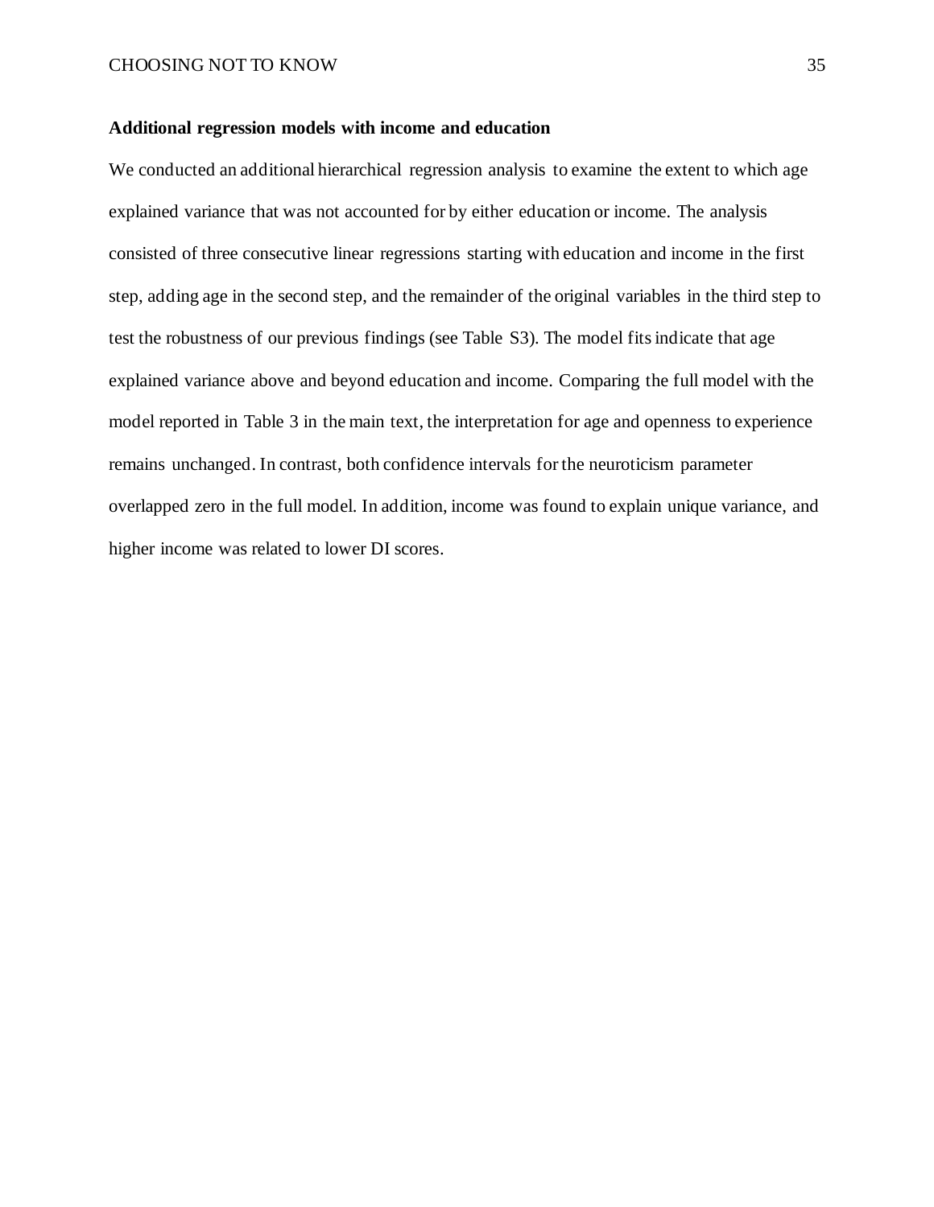### Additional regression models with income and education

We conducted an additional hierarchical regression analysis to examine the extent to which age explained variance that was not accounted for by either education or income. The analysis consisted of three consecutive linear regressions starting with education and income in the first step, adding age in the second step, and the remainder of the original variables in the third step to test the robustness of our previous findings (see Table S3). The model fits indicate that age explained variance above and beyond education and income. Comparing the full model with the model reported in Table 3 in the main text, the interpretation for age and openness to experience remains unchanged. In contrast, both confidence intervals for the neuroticism parameter overlapped zero in the full model. In addition, income was found to explain unique variance, and higher income was related to lower DI scores.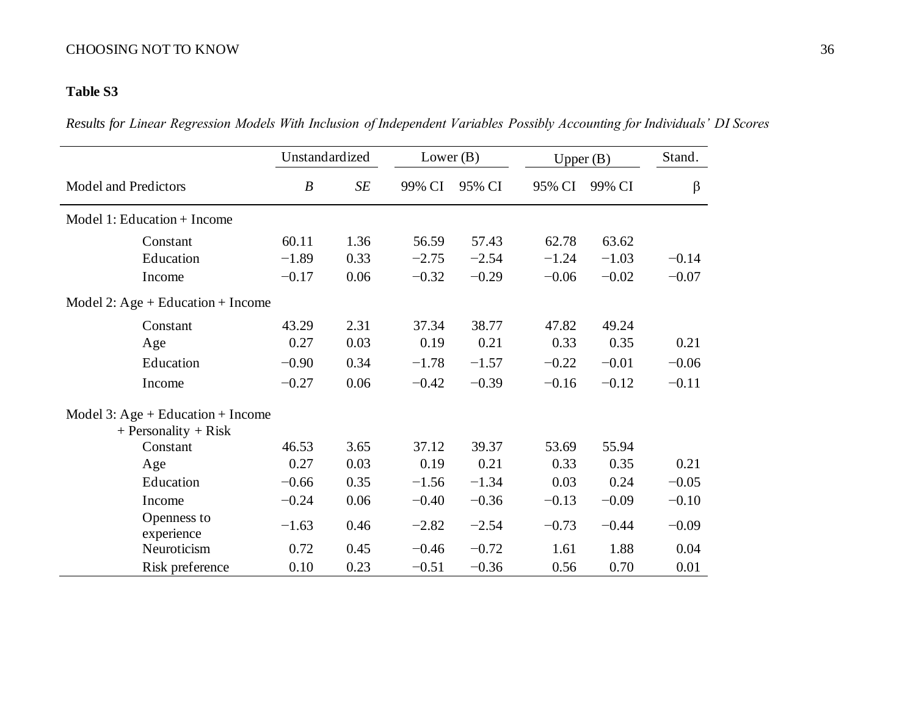**Table S3**

*Results for Linear Regression Models With Inclusion of Independent Variables Possibly Accounting for Individuals' DI Scores*

| | Unstandardized | | Lower (B) | | Upper (B) | | Stand. |
|---|---|---|---|---|---|---|---|
| Model and Predictors | *B* | *SE* | 99% CI | 95% CI | 95% CI | 99% CI | β |
| Model 1: Education + Income | | | | | | | |
| Constant | 60.11 | 1.36 | 56.59 | 57.43 | 62.78 | 63.62 | |
| Education | −1.89 | 0.33 | −2.75 | −2.54 | −1.24 | −1.03 | −0.14 |
| Income | −0.17 | 0.06 | −0.32 | −0.29 | −0.06 | −0.02 | −0.07 |
| Model 2: Age + Education + Income | | | | | | | |
| Constant | 43.29 | 2.31 | 37.34 | 38.77 | 47.82 | 49.24 | |
| Age | 0.27 | 0.03 | 0.19 | 0.21 | 0.33 | 0.35 | 0.21 |
| Education | −0.90 | 0.34 | −1.78 | −1.57 | −0.22 | −0.01 | −0.06 |
| Income | −0.27 | 0.06 | −0.42 | −0.39 | −0.16 | −0.12 | −0.11 |
| Model 3: Age + Education + Income + Personality + Risk | | | | | | | |
| Constant | 46.53 | 3.65 | 37.12 | 39.37 | 53.69 | 55.94 | |
| Age | 0.27 | 0.03 | 0.19 | 0.21 | 0.33 | 0.35 | 0.21 |
| Education | −0.66 | 0.35 | −1.56 | −1.34 | 0.03 | 0.24 | −0.05 |
| Income | −0.24 | 0.06 | −0.40 | −0.36 | −0.13 | −0.09 | −0.10 |
| Openness to experience | −1.63 | 0.46 | −2.82 | −2.54 | −0.73 | −0.44 | −0.09 |
| Neuroticism | 0.72 | 0.45 | −0.46 | −0.72 | 1.61 | 1.88 | 0.04 |
| Risk preference | 0.10 | 0.23 | −0.51 | −0.36 | 0.56 | 0.70 | 0.01 |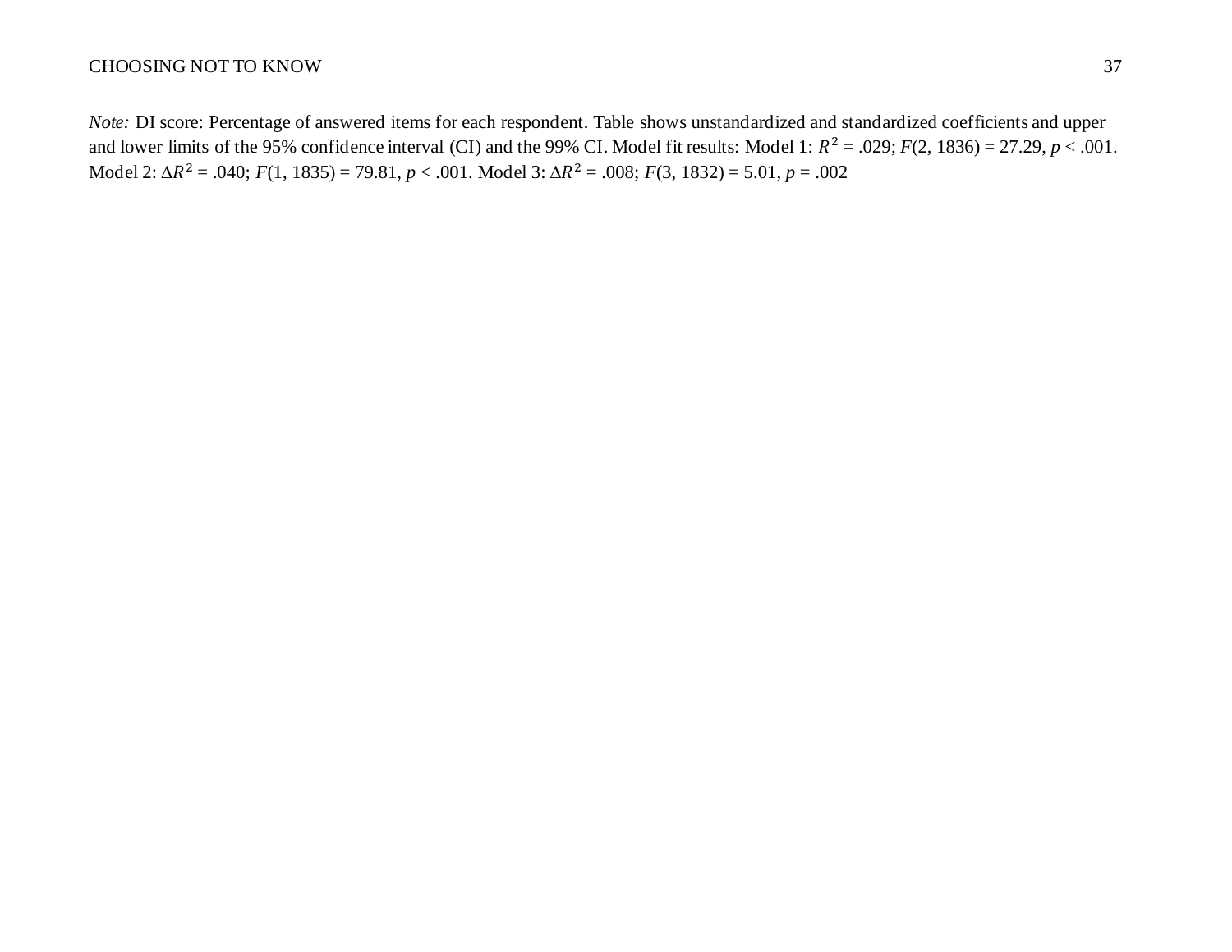*Note:* DI score: Percentage of answered items for each respondent. Table shows unstandardized and standardized coefficients and upper and lower limits of the 95% confidence interval (CI) and the 99% CI. Model fit results: Model 1: $R^2 = .029$; $F(2, 1836) = 27.29$, $p < .001$. Model 2: $\Delta R^2 = .040$; $F(1, 1835) = 79.81$, $p < .001$. Model 3: $\Delta R^2 = .008$; $F(3, 1832) = 5.01$, $p = .002$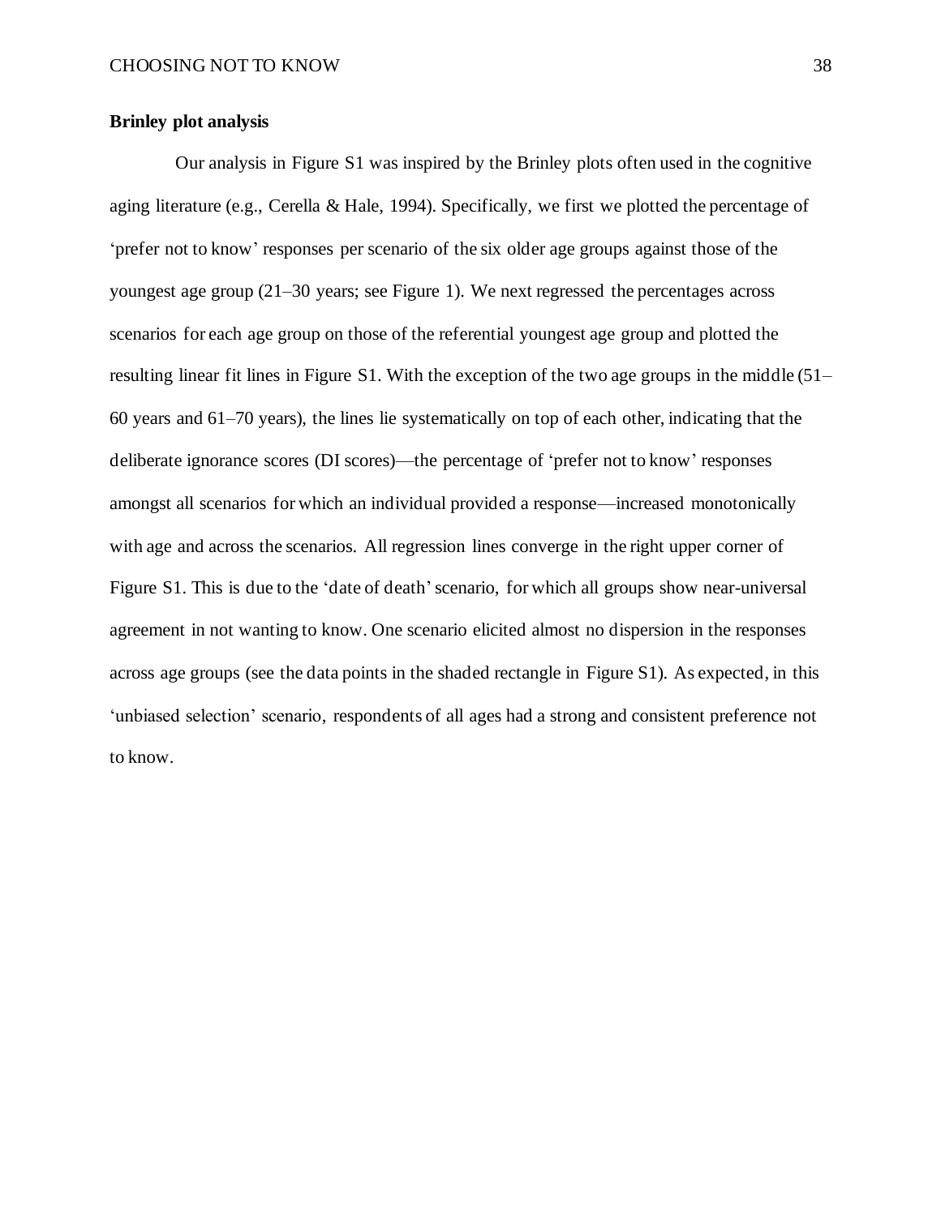**Brinley plot analysis**

Our analysis in Figure S1 was inspired by the Brinley plots often used in the cognitive aging literature (e.g., Cerella & Hale, 1994). Specifically, we first we plotted the percentage of 'prefer not to know' responses per scenario of the six older age groups against those of the youngest age group (21–30 years; see Figure 1). We next regressed the percentages across scenarios for each age group on those of the referential youngest age group and plotted the resulting linear fit lines in Figure S1. With the exception of the two age groups in the middle (51–60 years and 61–70 years), the lines lie systematically on top of each other, indicating that the deliberate ignorance scores (DI scores)—the percentage of 'prefer not to know' responses amongst all scenarios for which an individual provided a response—increased monotonically with age and across the scenarios. All regression lines converge in the right upper corner of Figure S1. This is due to the 'date of death' scenario, for which all groups show near-universal agreement in not wanting to know. One scenario elicited almost no dispersion in the responses across age groups (see the data points in the shaded rectangle in Figure S1). As expected, in this 'unbiased selection' scenario, respondents of all ages had a strong and consistent preference not to know.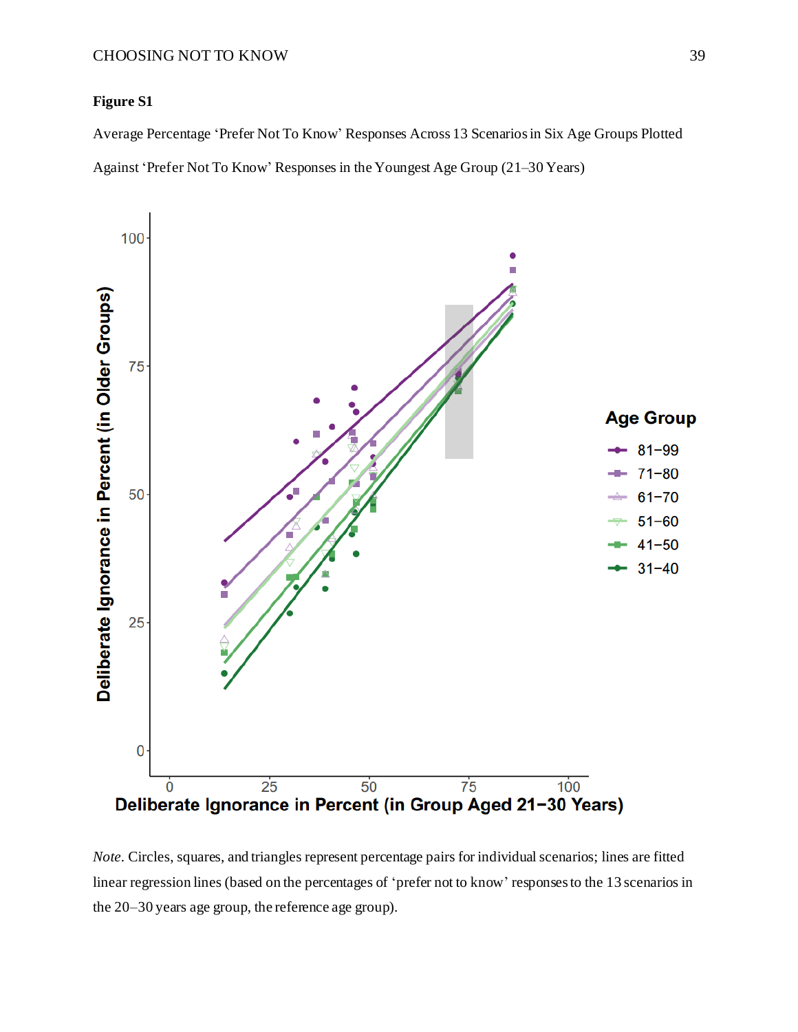**Figure S1**

Average Percentage 'Prefer Not To Know' Responses Across 13 Scenarios in Six Age Groups Plotted Against 'Prefer Not To Know' Responses in the Youngest Age Group (21–30 Years)

Deliberate Ignorance in Percent (in Older Groups)

100

75

50

25

0

0

25

50

75

100

Deliberate Ignorance in Percent (in Group Aged 21−30 Years)

Age Group

81−99

71−80

61−70

51−60

41−50

31−40

*Note*. Circles, squares, and triangles represent percentage pairs for individual scenarios; lines are fitted linear regression lines (based on the percentages of 'prefer not to know' responses to the 13 scenarios in the 20–30 years age group, the reference age group).